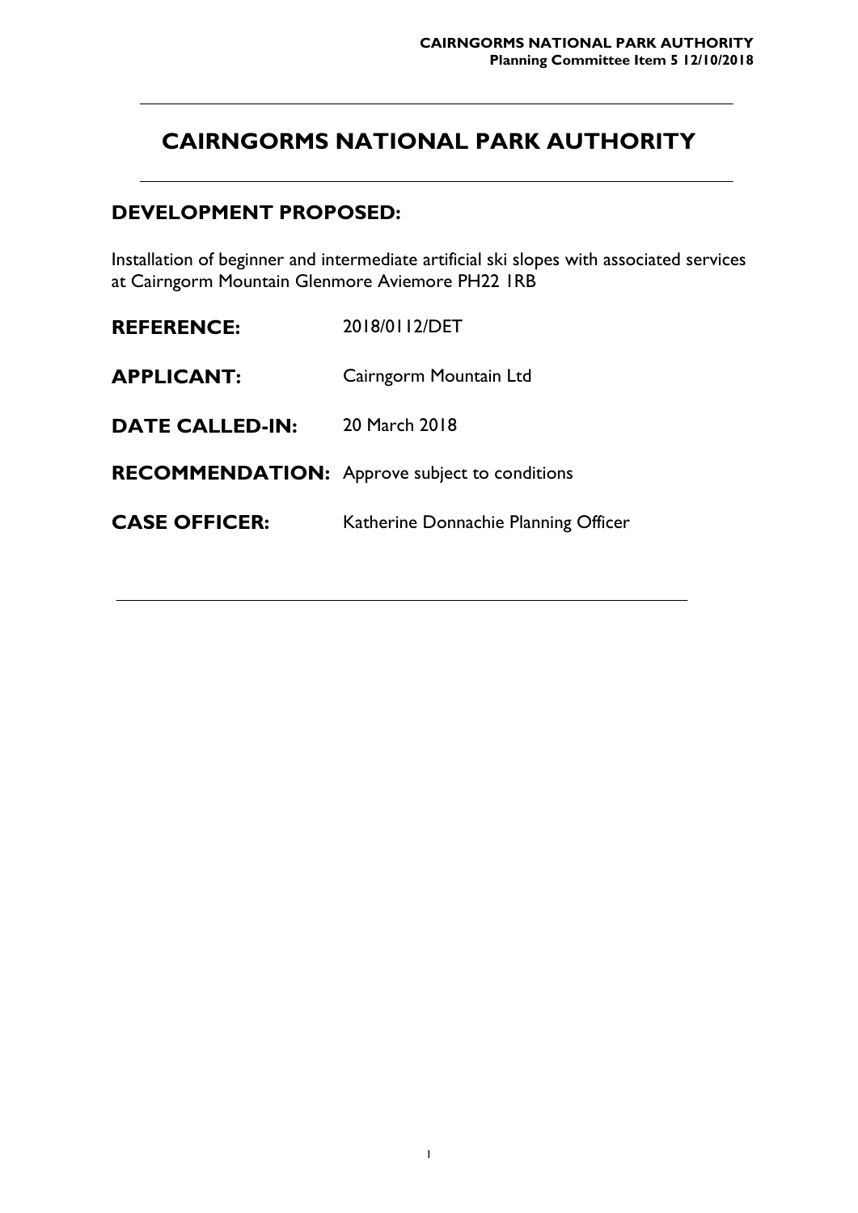# CAIRNGORMS NATIONAL PARK AUTHORITY

## DEVELOPMENT PROPOSED:

Installation of beginner and intermediate artificial ski slopes with associated services at Cairngorm Mountain Glenmore Aviemore PH22 1RB

**REFERENCE:** 2018/0112/DET

**APPLICANT:** Cairngorm Mountain Ltd

**DATE CALLED-IN:** 20 March 2018

**RECOMMENDATION:** Approve subject to conditions

**CASE OFFICER:** Katherine Donnachie Planning Officer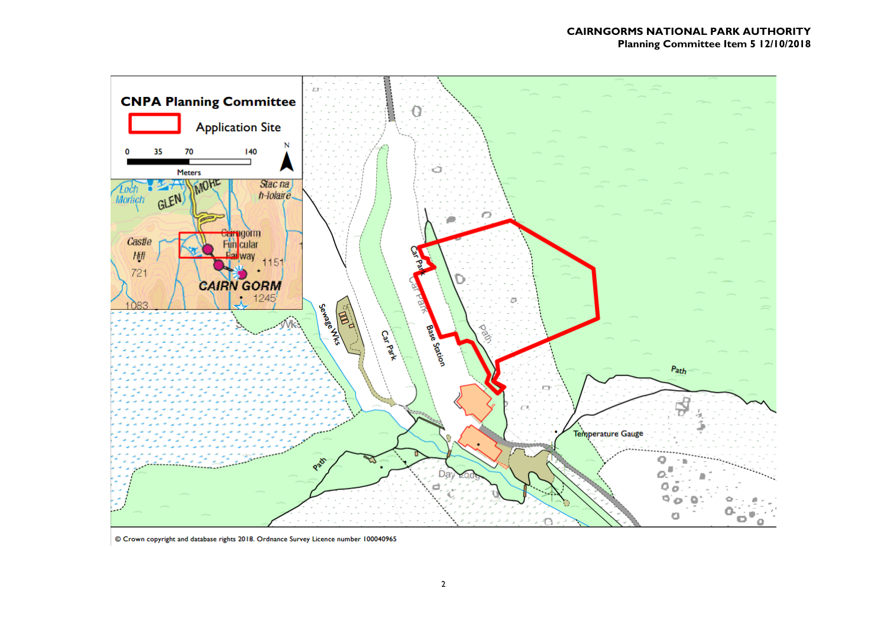**CNPA Planning Committee**

Application Site

0 35 70 140

Meters

N

Loch Morlich GLEN MORE Stac na h-Iolaire Castle Hill 721 Cairngorm Funicular Railway 1151 CAIRN GORM 1245 1083

Car Park

Car Park

Car Park

Base Station

Path

Sewage Wks

Wks

Path

Temperature Gauge

Path

Day Lodge

© Crown copyright and database rights 2018. Ordnance Survey Licence number 100040965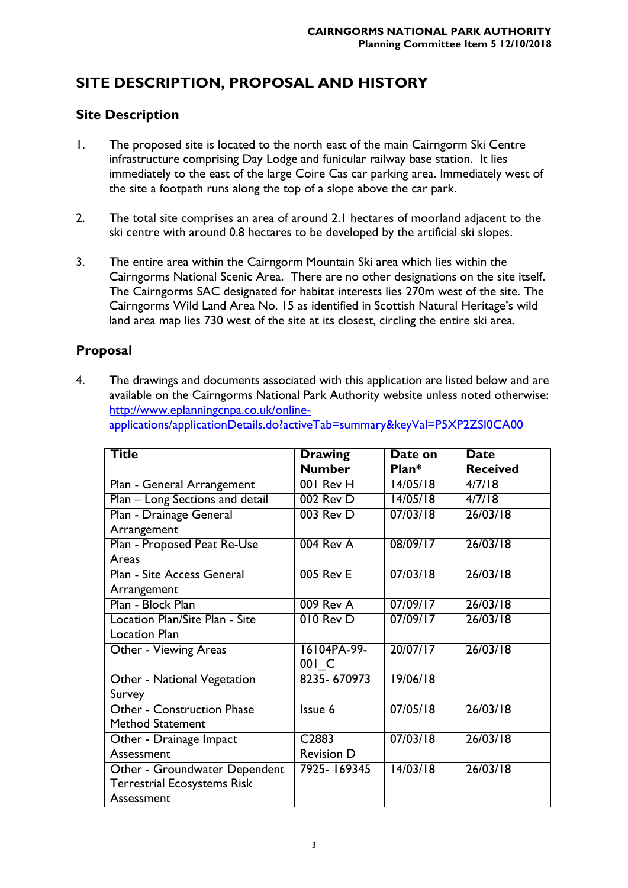## SITE DESCRIPTION, PROPOSAL AND HISTORY

### Site Description

1. The proposed site is located to the north east of the main Cairngorm Ski Centre infrastructure comprising Day Lodge and funicular railway base station. It lies immediately to the east of the large Coire Cas car parking area. Immediately west of the site a footpath runs along the top of a slope above the car park.

2. The total site comprises an area of around 2.1 hectares of moorland adjacent to the ski centre with around 0.8 hectares to be developed by the artificial ski slopes.

3. The entire area within the Cairngorm Mountain Ski area which lies within the Cairngorms National Scenic Area. There are no other designations on the site itself. The Cairngorms SAC designated for habitat interests lies 270m west of the site. The Cairngorms Wild Land Area No. 15 as identified in Scottish Natural Heritage's wild land area map lies 730 west of the site at its closest, circling the entire ski area.

### Proposal

4. The drawings and documents associated with this application are listed below and are available on the Cairngorms National Park Authority website unless noted otherwise: http://www.eplanningcnpa.co.uk/online-applications/applicationDetails.do?activeTab=summary&keyVal=P5XP2ZSI0CA00

| Title | Drawing Number | Date on Plan* | Date Received |
|---|---|---|---|
| Plan - General Arrangement | 001 Rev H | 14/05/18 | 4/7/18 |
| Plan – Long Sections and detail | 002 Rev D | 14/05/18 | 4/7/18 |
| Plan - Drainage General Arrangement | 003 Rev D | 07/03/18 | 26/03/18 |
| Plan - Proposed Peat Re-Use Areas | 004 Rev A | 08/09/17 | 26/03/18 |
| Plan - Site Access General Arrangement | 005 Rev E | 07/03/18 | 26/03/18 |
| Plan - Block Plan | 009 Rev A | 07/09/17 | 26/03/18 |
| Location Plan/Site Plan - Site Location Plan | 010 Rev D | 07/09/17 | 26/03/18 |
| Other - Viewing Areas | 16104PA-99-001_C | 20/07/17 | 26/03/18 |
| Other - National Vegetation Survey | 8235- 670973 | 19/06/18 | |
| Other - Construction Phase Method Statement | Issue 6 | 07/05/18 | 26/03/18 |
| Other - Drainage Impact Assessment | C2883 Revision D | 07/03/18 | 26/03/18 |
| Other - Groundwater Dependent Terrestrial Ecosystems Risk Assessment | 7925- 169345 | 14/03/18 | 26/03/18 |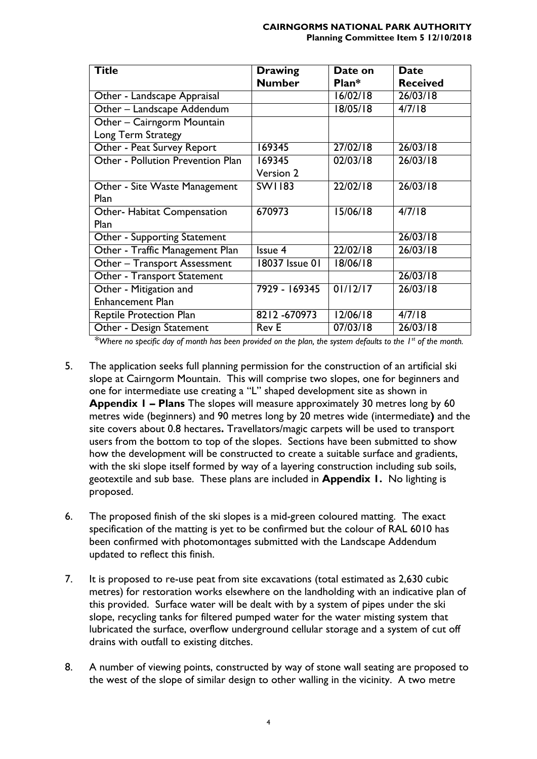| Title | Drawing Number | Date on Plan* | Date Received |
| --- | --- | --- | --- |
| Other - Landscape Appraisal | | 16/02/18 | 26/03/18 |
| Other – Landscape Addendum | | 18/05/18 | 4/7/18 |
| Other – Cairngorm Mountain Long Term Strategy | | | |
| Other - Peat Survey Report | 169345 | 27/02/18 | 26/03/18 |
| Other - Pollution Prevention Plan | 169345 Version 2 | 02/03/18 | 26/03/18 |
| Other - Site Waste Management Plan | SW1183 | 22/02/18 | 26/03/18 |
| Other- Habitat Compensation Plan | 670973 | 15/06/18 | 4/7/18 |
| Other - Supporting Statement | | | 26/03/18 |
| Other - Traffic Management Plan | Issue 4 | 22/02/18 | 26/03/18 |
| Other – Transport Assessment | 18037 Issue 01 | 18/06/18 | |
| Other - Transport Statement | | | 26/03/18 |
| Other - Mitigation and Enhancement Plan | 7929 - 169345 | 01/12/17 | 26/03/18 |
| Reptile Protection Plan | 8212 -670973 | 12/06/18 | 4/7/18 |
| Other - Design Statement | Rev E | 07/03/18 | 26/03/18 |

*\*Where no specific day of month has been provided on the plan, the system defaults to the 1st of the month.*

5. The application seeks full planning permission for the construction of an artificial ski slope at Cairngorm Mountain. This will comprise two slopes, one for beginners and one for intermediate use creating a "L" shaped development site as shown in **Appendix 1 – Plans** The slopes will measure approximately 30 metres long by 60 metres wide (beginners) and 90 metres long by 20 metres wide (intermediate**)** and the site covers about 0.8 hectares**.** Travellators/magic carpets will be used to transport users from the bottom to top of the slopes. Sections have been submitted to show how the development will be constructed to create a suitable surface and gradients, with the ski slope itself formed by way of a layering construction including sub soils, geotextile and sub base. These plans are included in **Appendix 1.** No lighting is proposed.

6. The proposed finish of the ski slopes is a mid-green coloured matting. The exact specification of the matting is yet to be confirmed but the colour of RAL 6010 has been confirmed with photomontages submitted with the Landscape Addendum updated to reflect this finish.

7. It is proposed to re-use peat from site excavations (total estimated as 2,630 cubic metres) for restoration works elsewhere on the landholding with an indicative plan of this provided. Surface water will be dealt with by a system of pipes under the ski slope, recycling tanks for filtered pumped water for the water misting system that lubricated the surface, overflow underground cellular storage and a system of cut off drains with outfall to existing ditches.

8. A number of viewing points, constructed by way of stone wall seating are proposed to the west of the slope of similar design to other walling in the vicinity. A two metre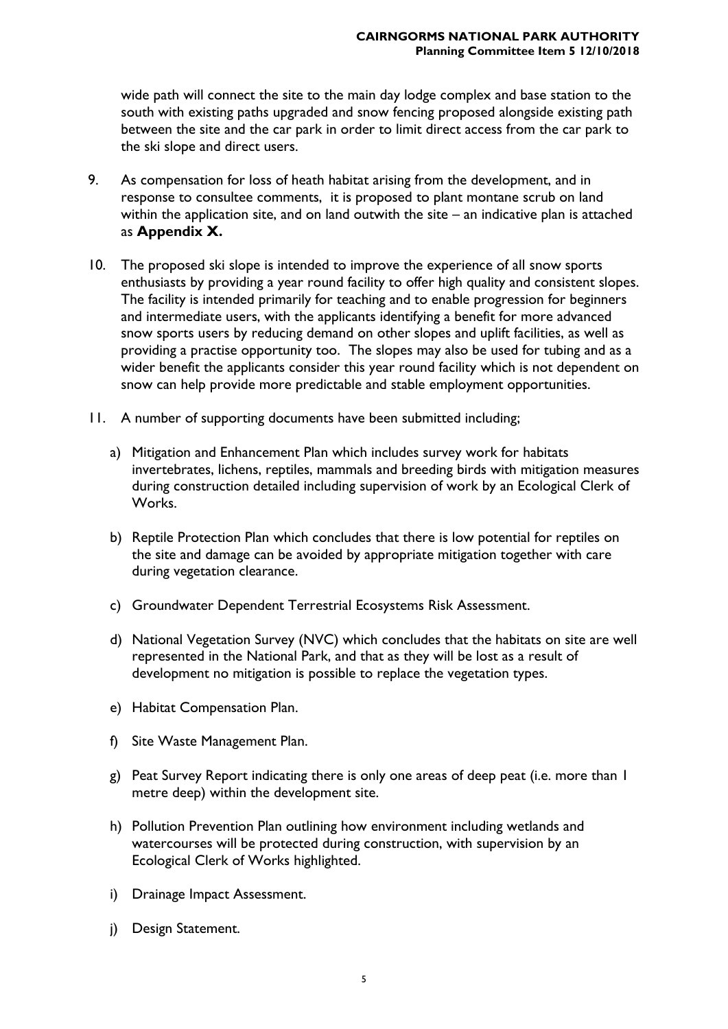wide path will connect the site to the main day lodge complex and base station to the south with existing paths upgraded and snow fencing proposed alongside existing path between the site and the car park in order to limit direct access from the car park to the ski slope and direct users.

9. As compensation for loss of heath habitat arising from the development, and in response to consultee comments, it is proposed to plant montane scrub on land within the application site, and on land outwith the site – an indicative plan is attached as **Appendix X.**

10. The proposed ski slope is intended to improve the experience of all snow sports enthusiasts by providing a year round facility to offer high quality and consistent slopes. The facility is intended primarily for teaching and to enable progression for beginners and intermediate users, with the applicants identifying a benefit for more advanced snow sports users by reducing demand on other slopes and uplift facilities, as well as providing a practise opportunity too. The slopes may also be used for tubing and as a wider benefit the applicants consider this year round facility which is not dependent on snow can help provide more predictable and stable employment opportunities.

11. A number of supporting documents have been submitted including;

    a) Mitigation and Enhancement Plan which includes survey work for habitats invertebrates, lichens, reptiles, mammals and breeding birds with mitigation measures during construction detailed including supervision of work by an Ecological Clerk of Works.

    b) Reptile Protection Plan which concludes that there is low potential for reptiles on the site and damage can be avoided by appropriate mitigation together with care during vegetation clearance.

    c) Groundwater Dependent Terrestrial Ecosystems Risk Assessment.

    d) National Vegetation Survey (NVC) which concludes that the habitats on site are well represented in the National Park, and that as they will be lost as a result of development no mitigation is possible to replace the vegetation types.

    e) Habitat Compensation Plan.

    f) Site Waste Management Plan.

    g) Peat Survey Report indicating there is only one areas of deep peat (i.e. more than 1 metre deep) within the development site.

    h) Pollution Prevention Plan outlining how environment including wetlands and watercourses will be protected during construction, with supervision by an Ecological Clerk of Works highlighted.

    i) Drainage Impact Assessment.

    j) Design Statement.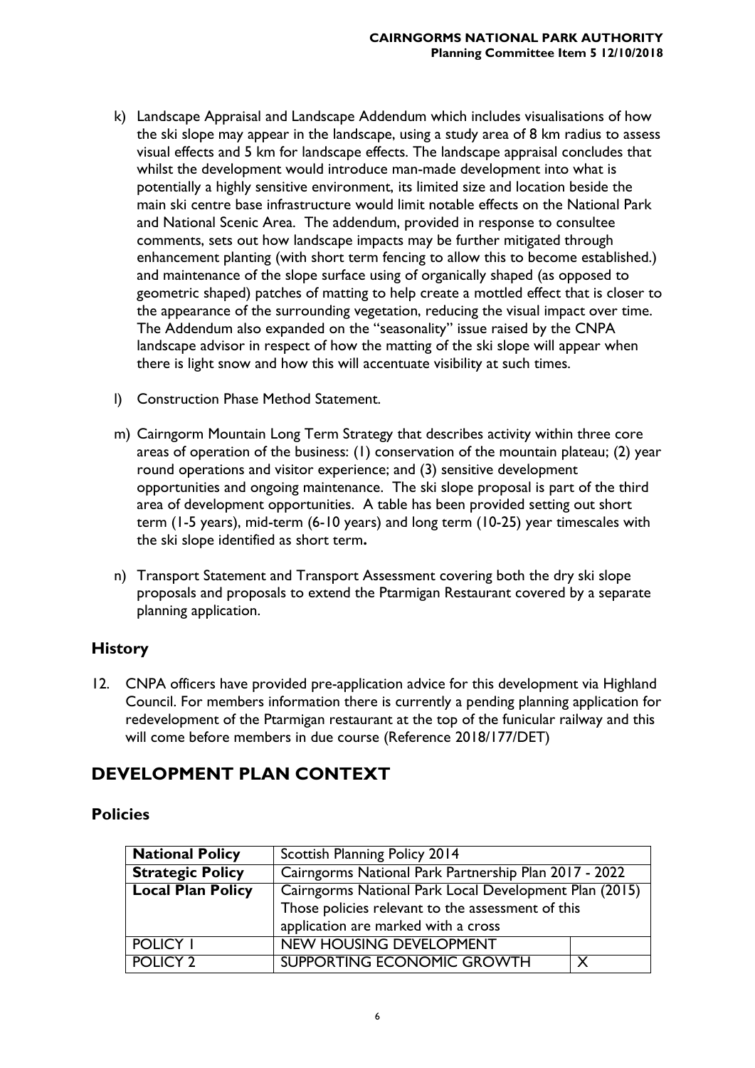k) Landscape Appraisal and Landscape Addendum which includes visualisations of how the ski slope may appear in the landscape, using a study area of 8 km radius to assess visual effects and 5 km for landscape effects. The landscape appraisal concludes that whilst the development would introduce man-made development into what is potentially a highly sensitive environment, its limited size and location beside the main ski centre base infrastructure would limit notable effects on the National Park and National Scenic Area. The addendum, provided in response to consultee comments, sets out how landscape impacts may be further mitigated through enhancement planting (with short term fencing to allow this to become established.) and maintenance of the slope surface using of organically shaped (as opposed to geometric shaped) patches of matting to help create a mottled effect that is closer to the appearance of the surrounding vegetation, reducing the visual impact over time. The Addendum also expanded on the "seasonality" issue raised by the CNPA landscape advisor in respect of how the matting of the ski slope will appear when there is light snow and how this will accentuate visibility at such times.

l) Construction Phase Method Statement.

m) Cairngorm Mountain Long Term Strategy that describes activity within three core areas of operation of the business: (1) conservation of the mountain plateau; (2) year round operations and visitor experience; and (3) sensitive development opportunities and ongoing maintenance. The ski slope proposal is part of the third area of development opportunities. A table has been provided setting out short term (1-5 years), mid-term (6-10 years) and long term (10-25) year timescales with the ski slope identified as short term**.**

n) Transport Statement and Transport Assessment covering both the dry ski slope proposals and proposals to extend the Ptarmigan Restaurant covered by a separate planning application.

### History

12. CNPA officers have provided pre-application advice for this development via Highland Council. For members information there is currently a pending planning application for redevelopment of the Ptarmigan restaurant at the top of the funicular railway and this will come before members in due course (Reference 2018/177/DET)

## DEVELOPMENT PLAN CONTEXT

### Policies

| **National Policy** | Scottish Planning Policy 2014 | |
|---|---|---|
| **Strategic Policy** | Cairngorms National Park Partnership Plan 2017 - 2022 | |
| **Local Plan Policy** | Cairngorms National Park Local Development Plan (2015) Those policies relevant to the assessment of this application are marked with a cross | |
| POLICY 1 | NEW HOUSING DEVELOPMENT | |
| POLICY 2 | SUPPORTING ECONOMIC GROWTH | X |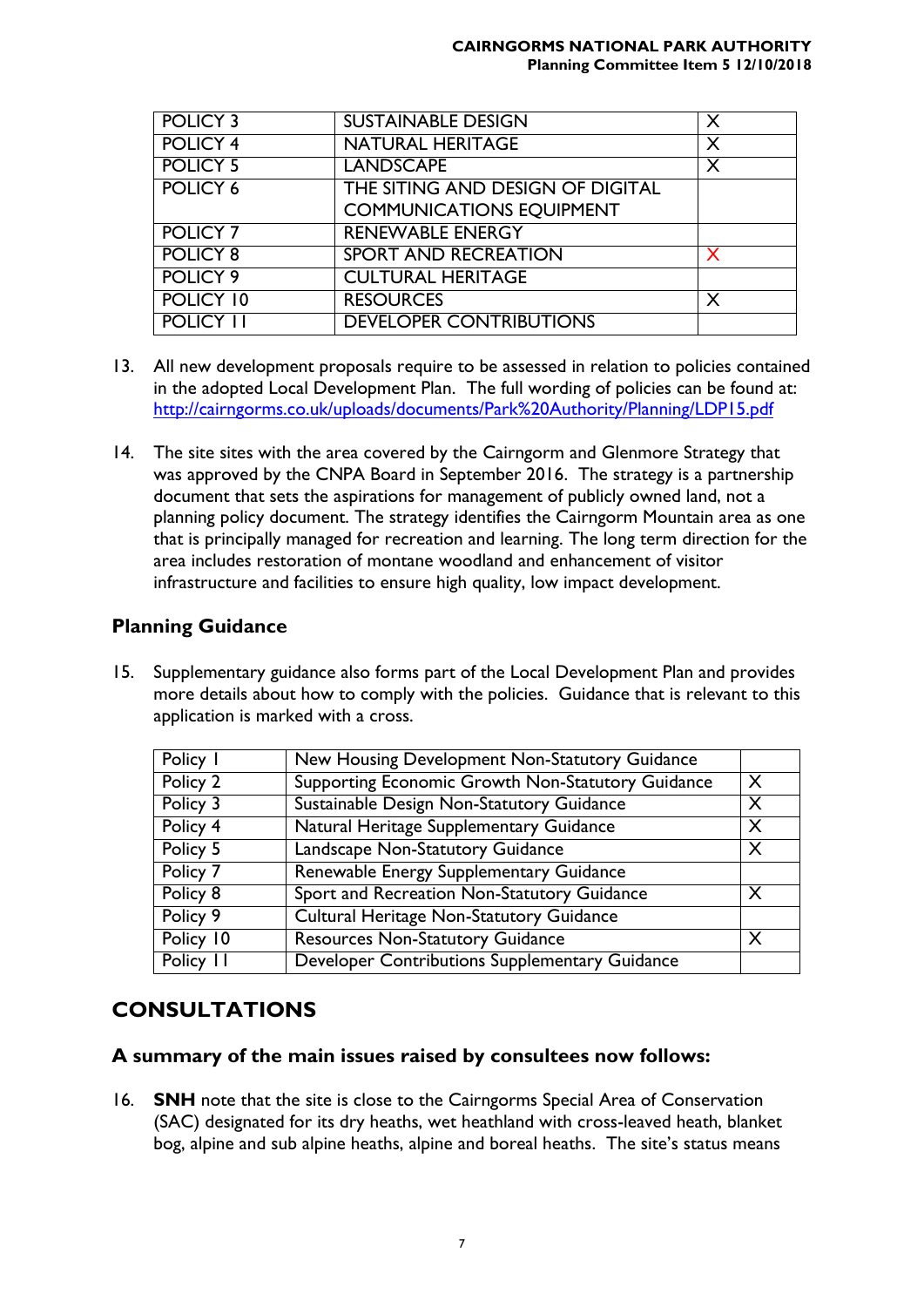| POLICY 3 | SUSTAINABLE DESIGN | X |
| --- | --- | --- |
| POLICY 4 | NATURAL HERITAGE | X |
| POLICY 5 | LANDSCAPE | X |
| POLICY 6 | THE SITING AND DESIGN OF DIGITAL COMMUNICATIONS EQUIPMENT | |
| POLICY 7 | RENEWABLE ENERGY | |
| POLICY 8 | SPORT AND RECREATION | X |
| POLICY 9 | CULTURAL HERITAGE | |
| POLICY 10 | RESOURCES | X |
| POLICY 11 | DEVELOPER CONTRIBUTIONS | |

13. All new development proposals require to be assessed in relation to policies contained in the adopted Local Development Plan. The full wording of policies can be found at: http://cairngorms.co.uk/uploads/documents/Park%20Authority/Planning/LDP15.pdf

14. The site sites with the area covered by the Cairngorm and Glenmore Strategy that was approved by the CNPA Board in September 2016. The strategy is a partnership document that sets the aspirations for management of publicly owned land, not a planning policy document. The strategy identifies the Cairngorm Mountain area as one that is principally managed for recreation and learning. The long term direction for the area includes restoration of montane woodland and enhancement of visitor infrastructure and facilities to ensure high quality, low impact development.

## Planning Guidance

15. Supplementary guidance also forms part of the Local Development Plan and provides more details about how to comply with the policies. Guidance that is relevant to this application is marked with a cross.

| Policy 1 | New Housing Development Non-Statutory Guidance | |
| --- | --- | --- |
| Policy 2 | Supporting Economic Growth Non-Statutory Guidance | X |
| Policy 3 | Sustainable Design Non-Statutory Guidance | X |
| Policy 4 | Natural Heritage Supplementary Guidance | X |
| Policy 5 | Landscape Non-Statutory Guidance | X |
| Policy 7 | Renewable Energy Supplementary Guidance | |
| Policy 8 | Sport and Recreation Non-Statutory Guidance | X |
| Policy 9 | Cultural Heritage Non-Statutory Guidance | |
| Policy 10 | Resources Non-Statutory Guidance | X |
| Policy 11 | Developer Contributions Supplementary Guidance | |

# CONSULTATIONS

## A summary of the main issues raised by consultees now follows:

16. **SNH** note that the site is close to the Cairngorms Special Area of Conservation (SAC) designated for its dry heaths, wet heathland with cross-leaved heath, blanket bog, alpine and sub alpine heaths, alpine and boreal heaths. The site's status means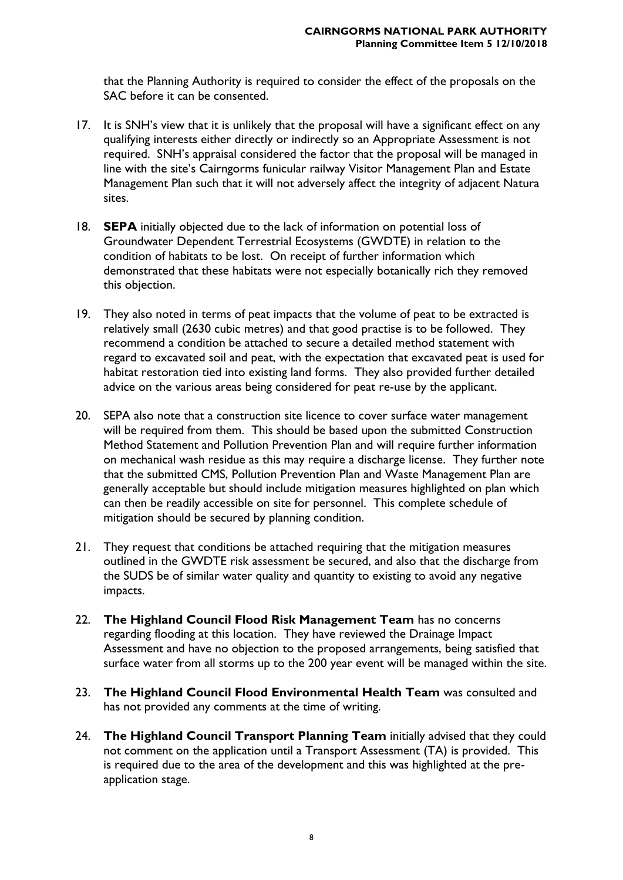that the Planning Authority is required to consider the effect of the proposals on the SAC before it can be consented.

17. It is SNH's view that it is unlikely that the proposal will have a significant effect on any qualifying interests either directly or indirectly so an Appropriate Assessment is not required. SNH's appraisal considered the factor that the proposal will be managed in line with the site's Cairngorms funicular railway Visitor Management Plan and Estate Management Plan such that it will not adversely affect the integrity of adjacent Natura sites.

18. **SEPA** initially objected due to the lack of information on potential loss of Groundwater Dependent Terrestrial Ecosystems (GWDTE) in relation to the condition of habitats to be lost. On receipt of further information which demonstrated that these habitats were not especially botanically rich they removed this objection.

19. They also noted in terms of peat impacts that the volume of peat to be extracted is relatively small (2630 cubic metres) and that good practise is to be followed. They recommend a condition be attached to secure a detailed method statement with regard to excavated soil and peat, with the expectation that excavated peat is used for habitat restoration tied into existing land forms. They also provided further detailed advice on the various areas being considered for peat re-use by the applicant.

20. SEPA also note that a construction site licence to cover surface water management will be required from them. This should be based upon the submitted Construction Method Statement and Pollution Prevention Plan and will require further information on mechanical wash residue as this may require a discharge license. They further note that the submitted CMS, Pollution Prevention Plan and Waste Management Plan are generally acceptable but should include mitigation measures highlighted on plan which can then be readily accessible on site for personnel. This complete schedule of mitigation should be secured by planning condition.

21. They request that conditions be attached requiring that the mitigation measures outlined in the GWDTE risk assessment be secured, and also that the discharge from the SUDS be of similar water quality and quantity to existing to avoid any negative impacts.

22. **The Highland Council Flood Risk Management Team** has no concerns regarding flooding at this location. They have reviewed the Drainage Impact Assessment and have no objection to the proposed arrangements, being satisfied that surface water from all storms up to the 200 year event will be managed within the site.

23. **The Highland Council Flood Environmental Health Team** was consulted and has not provided any comments at the time of writing.

24. **The Highland Council Transport Planning Team** initially advised that they could not comment on the application until a Transport Assessment (TA) is provided. This is required due to the area of the development and this was highlighted at the pre-application stage.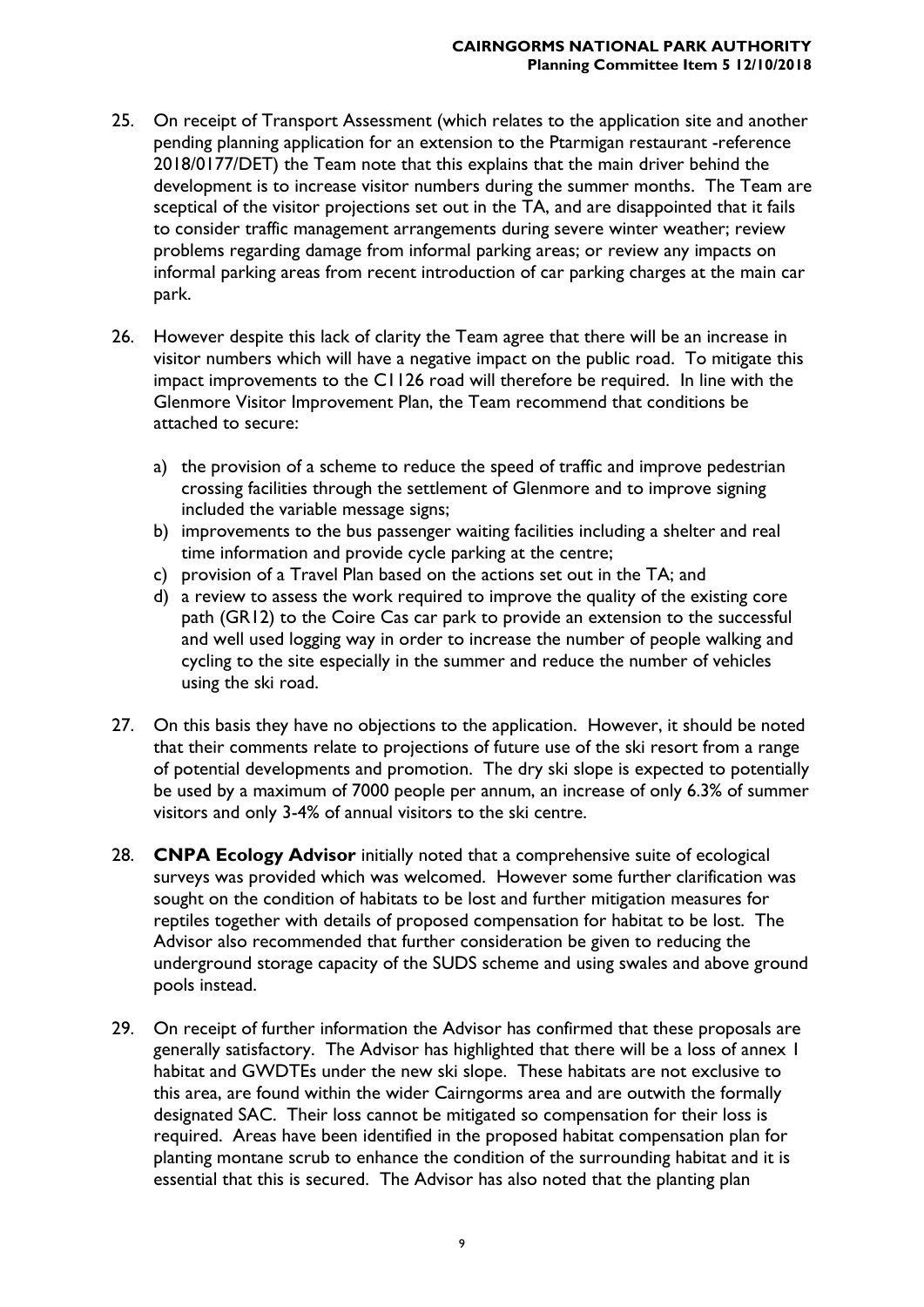25. On receipt of Transport Assessment (which relates to the application site and another pending planning application for an extension to the Ptarmigan restaurant -reference 2018/0177/DET) the Team note that this explains that the main driver behind the development is to increase visitor numbers during the summer months. The Team are sceptical of the visitor projections set out in the TA, and are disappointed that it fails to consider traffic management arrangements during severe winter weather; review problems regarding damage from informal parking areas; or review any impacts on informal parking areas from recent introduction of car parking charges at the main car park.

26. However despite this lack of clarity the Team agree that there will be an increase in visitor numbers which will have a negative impact on the public road. To mitigate this impact improvements to the C1126 road will therefore be required. In line with the Glenmore Visitor Improvement Plan, the Team recommend that conditions be attached to secure:

    a) the provision of a scheme to reduce the speed of traffic and improve pedestrian crossing facilities through the settlement of Glenmore and to improve signing included the variable message signs;
    b) improvements to the bus passenger waiting facilities including a shelter and real time information and provide cycle parking at the centre;
    c) provision of a Travel Plan based on the actions set out in the TA; and
    d) a review to assess the work required to improve the quality of the existing core path (GR12) to the Coire Cas car park to provide an extension to the successful and well used logging way in order to increase the number of people walking and cycling to the site especially in the summer and reduce the number of vehicles using the ski road.

27. On this basis they have no objections to the application. However, it should be noted that their comments relate to projections of future use of the ski resort from a range of potential developments and promotion. The dry ski slope is expected to potentially be used by a maximum of 7000 people per annum, an increase of only 6.3% of summer visitors and only 3-4% of annual visitors to the ski centre.

28. **CNPA Ecology Advisor** initially noted that a comprehensive suite of ecological surveys was provided which was welcomed. However some further clarification was sought on the condition of habitats to be lost and further mitigation measures for reptiles together with details of proposed compensation for habitat to be lost. The Advisor also recommended that further consideration be given to reducing the underground storage capacity of the SUDS scheme and using swales and above ground pools instead.

29. On receipt of further information the Advisor has confirmed that these proposals are generally satisfactory. The Advisor has highlighted that there will be a loss of annex 1 habitat and GWDTEs under the new ski slope. These habitats are not exclusive to this area, are found within the wider Cairngorms area and are outwith the formally designated SAC. Their loss cannot be mitigated so compensation for their loss is required. Areas have been identified in the proposed habitat compensation plan for planting montane scrub to enhance the condition of the surrounding habitat and it is essential that this is secured. The Advisor has also noted that the planting plan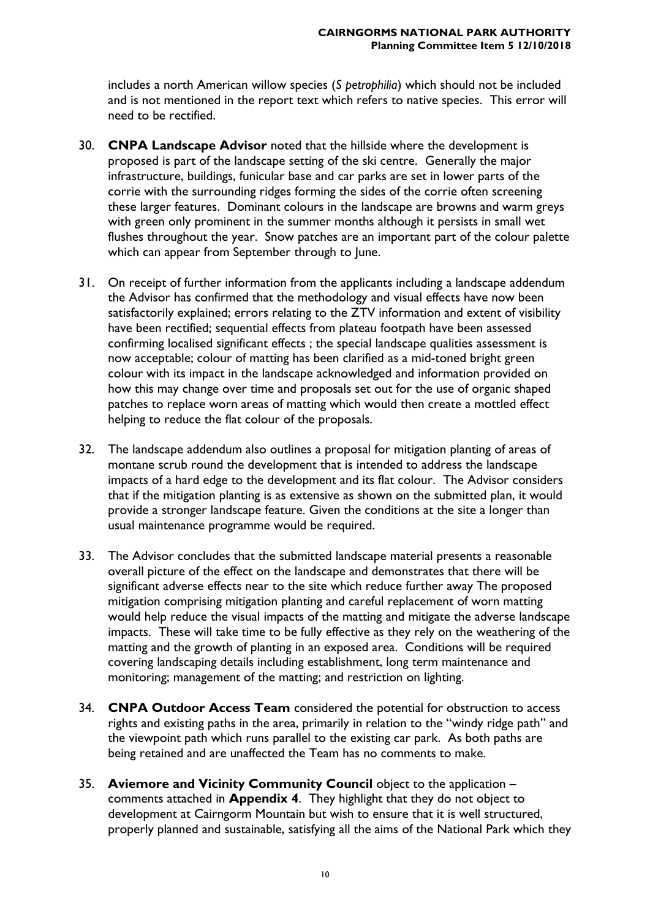includes a north American willow species (*S petrophilia*) which should not be included and is not mentioned in the report text which refers to native species. This error will need to be rectified.

30. **CNPA Landscape Advisor** noted that the hillside where the development is proposed is part of the landscape setting of the ski centre. Generally the major infrastructure, buildings, funicular base and car parks are set in lower parts of the corrie with the surrounding ridges forming the sides of the corrie often screening these larger features. Dominant colours in the landscape are browns and warm greys with green only prominent in the summer months although it persists in small wet flushes throughout the year. Snow patches are an important part of the colour palette which can appear from September through to June.

31. On receipt of further information from the applicants including a landscape addendum the Advisor has confirmed that the methodology and visual effects have now been satisfactorily explained; errors relating to the ZTV information and extent of visibility have been rectified; sequential effects from plateau footpath have been assessed confirming localised significant effects ; the special landscape qualities assessment is now acceptable; colour of matting has been clarified as a mid-toned bright green colour with its impact in the landscape acknowledged and information provided on how this may change over time and proposals set out for the use of organic shaped patches to replace worn areas of matting which would then create a mottled effect helping to reduce the flat colour of the proposals.

32. The landscape addendum also outlines a proposal for mitigation planting of areas of montane scrub round the development that is intended to address the landscape impacts of a hard edge to the development and its flat colour. The Advisor considers that if the mitigation planting is as extensive as shown on the submitted plan, it would provide a stronger landscape feature. Given the conditions at the site a longer than usual maintenance programme would be required.

33. The Advisor concludes that the submitted landscape material presents a reasonable overall picture of the effect on the landscape and demonstrates that there will be significant adverse effects near to the site which reduce further away The proposed mitigation comprising mitigation planting and careful replacement of worn matting would help reduce the visual impacts of the matting and mitigate the adverse landscape impacts. These will take time to be fully effective as they rely on the weathering of the matting and the growth of planting in an exposed area. Conditions will be required covering landscaping details including establishment, long term maintenance and monitoring; management of the matting; and restriction on lighting.

34. **CNPA Outdoor Access Team** considered the potential for obstruction to access rights and existing paths in the area, primarily in relation to the "windy ridge path" and the viewpoint path which runs parallel to the existing car park. As both paths are being retained and are unaffected the Team has no comments to make.

35. **Aviemore and Vicinity Community Council** object to the application – comments attached in **Appendix 4**. They highlight that they do not object to development at Cairngorm Mountain but wish to ensure that it is well structured, properly planned and sustainable, satisfying all the aims of the National Park which they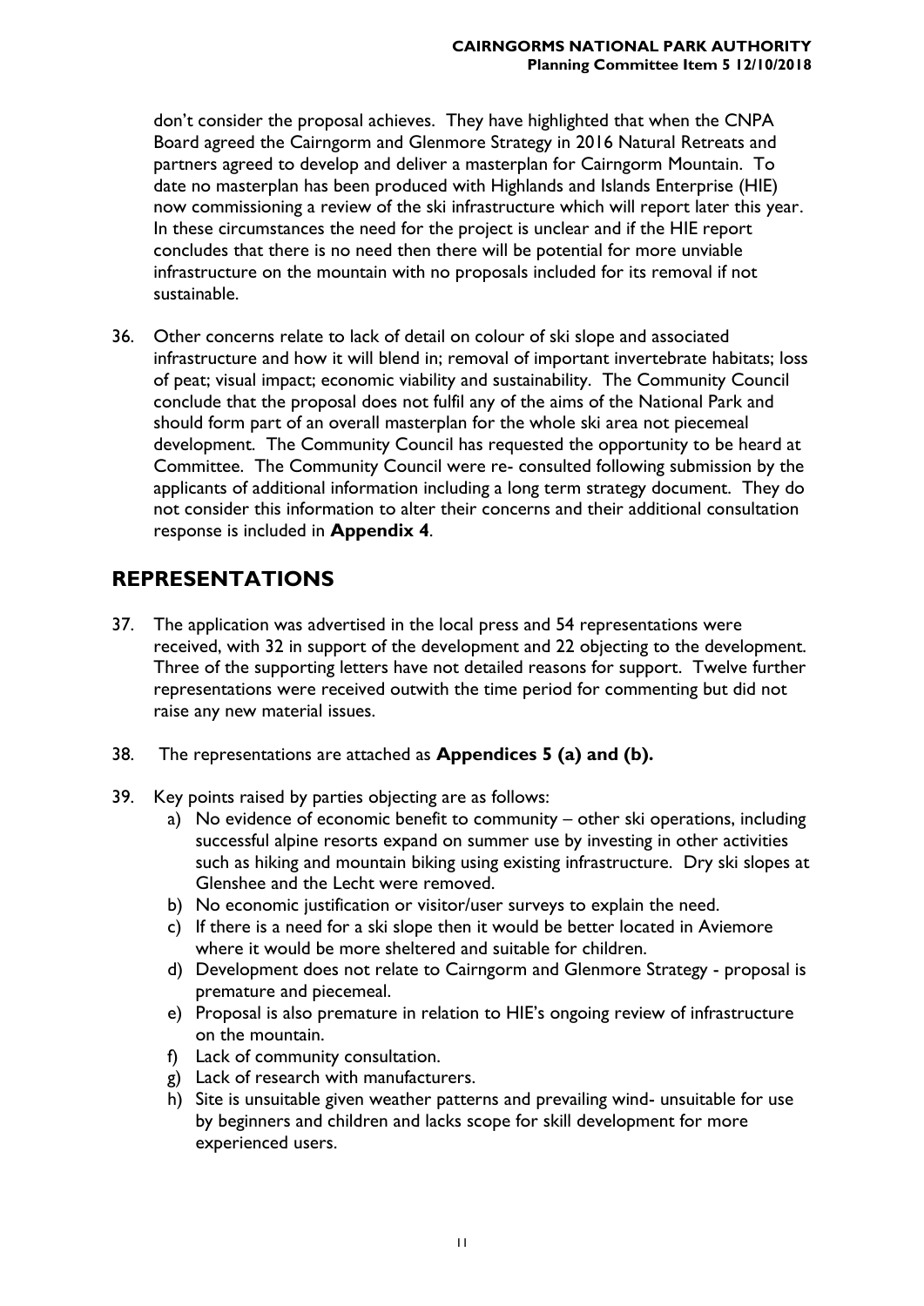don't consider the proposal achieves. They have highlighted that when the CNPA Board agreed the Cairngorm and Glenmore Strategy in 2016 Natural Retreats and partners agreed to develop and deliver a masterplan for Cairngorm Mountain. To date no masterplan has been produced with Highlands and Islands Enterprise (HIE) now commissioning a review of the ski infrastructure which will report later this year. In these circumstances the need for the project is unclear and if the HIE report concludes that there is no need then there will be potential for more unviable infrastructure on the mountain with no proposals included for its removal if not sustainable.

36. Other concerns relate to lack of detail on colour of ski slope and associated infrastructure and how it will blend in; removal of important invertebrate habitats; loss of peat; visual impact; economic viability and sustainability. The Community Council conclude that the proposal does not fulfil any of the aims of the National Park and should form part of an overall masterplan for the whole ski area not piecemeal development. The Community Council has requested the opportunity to be heard at Committee. The Community Council were re- consulted following submission by the applicants of additional information including a long term strategy document. They do not consider this information to alter their concerns and their additional consultation response is included in **Appendix 4**.

## REPRESENTATIONS

37. The application was advertised in the local press and 54 representations were received, with 32 in support of the development and 22 objecting to the development. Three of the supporting letters have not detailed reasons for support. Twelve further representations were received outwith the time period for commenting but did not raise any new material issues.

38. The representations are attached as **Appendices 5 (a) and (b).**

39. Key points raised by parties objecting are as follows:
    a) No evidence of economic benefit to community – other ski operations, including successful alpine resorts expand on summer use by investing in other activities such as hiking and mountain biking using existing infrastructure. Dry ski slopes at Glenshee and the Lecht were removed.
    b) No economic justification or visitor/user surveys to explain the need.
    c) If there is a need for a ski slope then it would be better located in Aviemore where it would be more sheltered and suitable for children.
    d) Development does not relate to Cairngorm and Glenmore Strategy - proposal is premature and piecemeal.
    e) Proposal is also premature in relation to HIE's ongoing review of infrastructure on the mountain.
    f) Lack of community consultation.
    g) Lack of research with manufacturers.
    h) Site is unsuitable given weather patterns and prevailing wind- unsuitable for use by beginners and children and lacks scope for skill development for more experienced users.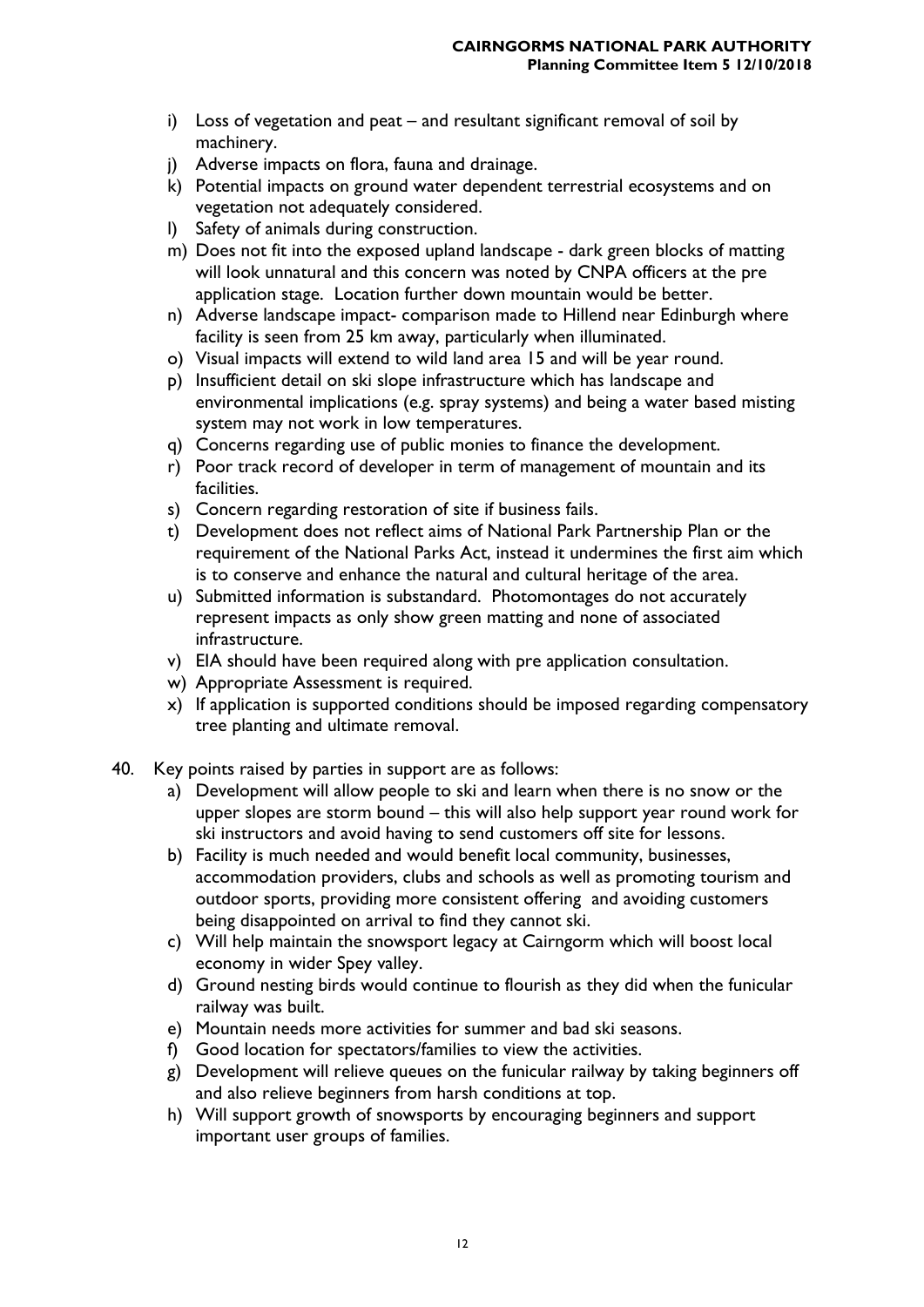i) Loss of vegetation and peat – and resultant significant removal of soil by machinery.
j) Adverse impacts on flora, fauna and drainage.
k) Potential impacts on ground water dependent terrestrial ecosystems and on vegetation not adequately considered.
l) Safety of animals during construction.
m) Does not fit into the exposed upland landscape - dark green blocks of matting will look unnatural and this concern was noted by CNPA officers at the pre application stage. Location further down mountain would be better.
n) Adverse landscape impact- comparison made to Hillend near Edinburgh where facility is seen from 25 km away, particularly when illuminated.
o) Visual impacts will extend to wild land area 15 and will be year round.
p) Insufficient detail on ski slope infrastructure which has landscape and environmental implications (e.g. spray systems) and being a water based misting system may not work in low temperatures.
q) Concerns regarding use of public monies to finance the development.
r) Poor track record of developer in term of management of mountain and its facilities.
s) Concern regarding restoration of site if business fails.
t) Development does not reflect aims of National Park Partnership Plan or the requirement of the National Parks Act, instead it undermines the first aim which is to conserve and enhance the natural and cultural heritage of the area.
u) Submitted information is substandard. Photomontages do not accurately represent impacts as only show green matting and none of associated infrastructure.
v) EIA should have been required along with pre application consultation.
w) Appropriate Assessment is required.
x) If application is supported conditions should be imposed regarding compensatory tree planting and ultimate removal.

40. Key points raised by parties in support are as follows:
    a) Development will allow people to ski and learn when there is no snow or the upper slopes are storm bound – this will also help support year round work for ski instructors and avoid having to send customers off site for lessons.
    b) Facility is much needed and would benefit local community, businesses, accommodation providers, clubs and schools as well as promoting tourism and outdoor sports, providing more consistent offering and avoiding customers being disappointed on arrival to find they cannot ski.
    c) Will help maintain the snowsport legacy at Cairngorm which will boost local economy in wider Spey valley.
    d) Ground nesting birds would continue to flourish as they did when the funicular railway was built.
    e) Mountain needs more activities for summer and bad ski seasons.
    f) Good location for spectators/families to view the activities.
    g) Development will relieve queues on the funicular railway by taking beginners off and also relieve beginners from harsh conditions at top.
    h) Will support growth of snowsports by encouraging beginners and support important user groups of families.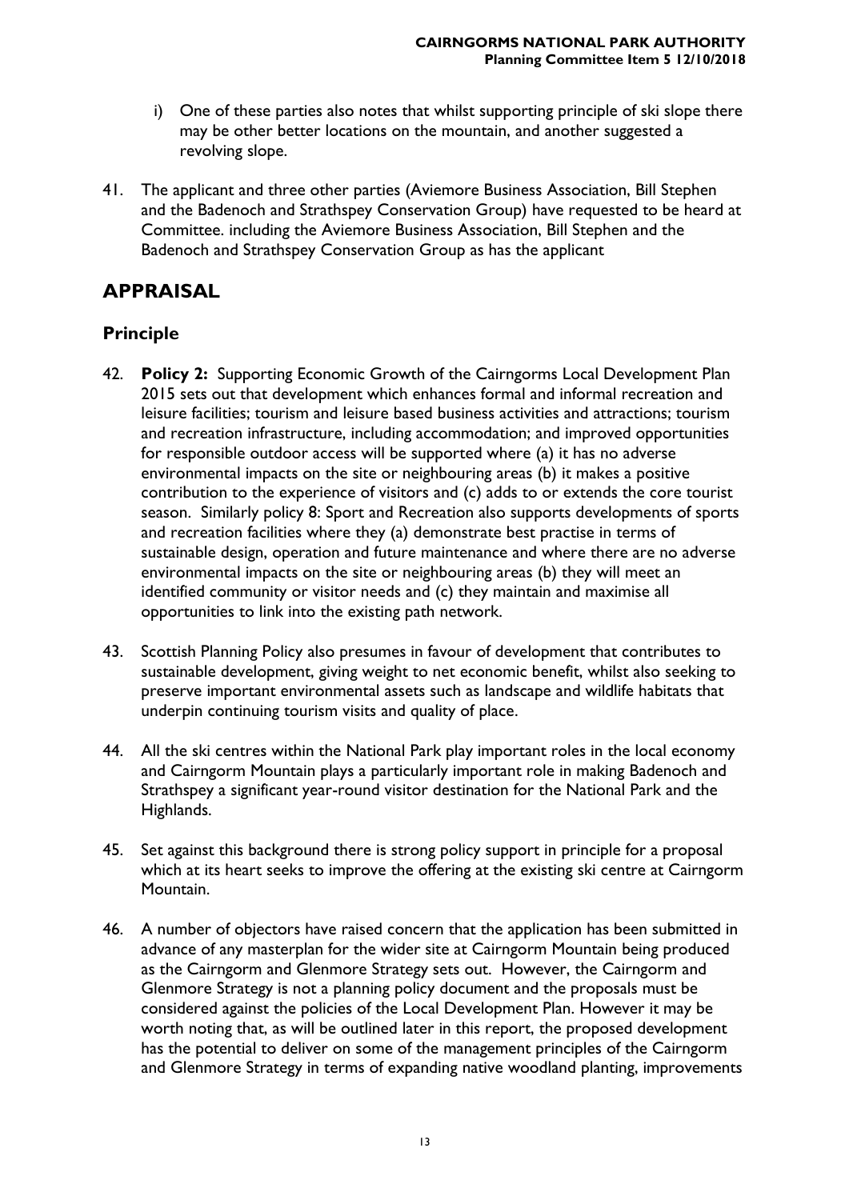i) One of these parties also notes that whilst supporting principle of ski slope there may be other better locations on the mountain, and another suggested a revolving slope.

41. The applicant and three other parties (Aviemore Business Association, Bill Stephen and the Badenoch and Strathspey Conservation Group) have requested to be heard at Committee. including the Aviemore Business Association, Bill Stephen and the Badenoch and Strathspey Conservation Group as has the applicant

## APPRAISAL

### Principle

42. **Policy 2:** Supporting Economic Growth of the Cairngorms Local Development Plan 2015 sets out that development which enhances formal and informal recreation and leisure facilities; tourism and leisure based business activities and attractions; tourism and recreation infrastructure, including accommodation; and improved opportunities for responsible outdoor access will be supported where (a) it has no adverse environmental impacts on the site or neighbouring areas (b) it makes a positive contribution to the experience of visitors and (c) adds to or extends the core tourist season. Similarly policy 8: Sport and Recreation also supports developments of sports and recreation facilities where they (a) demonstrate best practise in terms of sustainable design, operation and future maintenance and where there are no adverse environmental impacts on the site or neighbouring areas (b) they will meet an identified community or visitor needs and (c) they maintain and maximise all opportunities to link into the existing path network.

43. Scottish Planning Policy also presumes in favour of development that contributes to sustainable development, giving weight to net economic benefit, whilst also seeking to preserve important environmental assets such as landscape and wildlife habitats that underpin continuing tourism visits and quality of place.

44. All the ski centres within the National Park play important roles in the local economy and Cairngorm Mountain plays a particularly important role in making Badenoch and Strathspey a significant year-round visitor destination for the National Park and the Highlands.

45. Set against this background there is strong policy support in principle for a proposal which at its heart seeks to improve the offering at the existing ski centre at Cairngorm Mountain.

46. A number of objectors have raised concern that the application has been submitted in advance of any masterplan for the wider site at Cairngorm Mountain being produced as the Cairngorm and Glenmore Strategy sets out. However, the Cairngorm and Glenmore Strategy is not a planning policy document and the proposals must be considered against the policies of the Local Development Plan. However it may be worth noting that, as will be outlined later in this report, the proposed development has the potential to deliver on some of the management principles of the Cairngorm and Glenmore Strategy in terms of expanding native woodland planting, improvements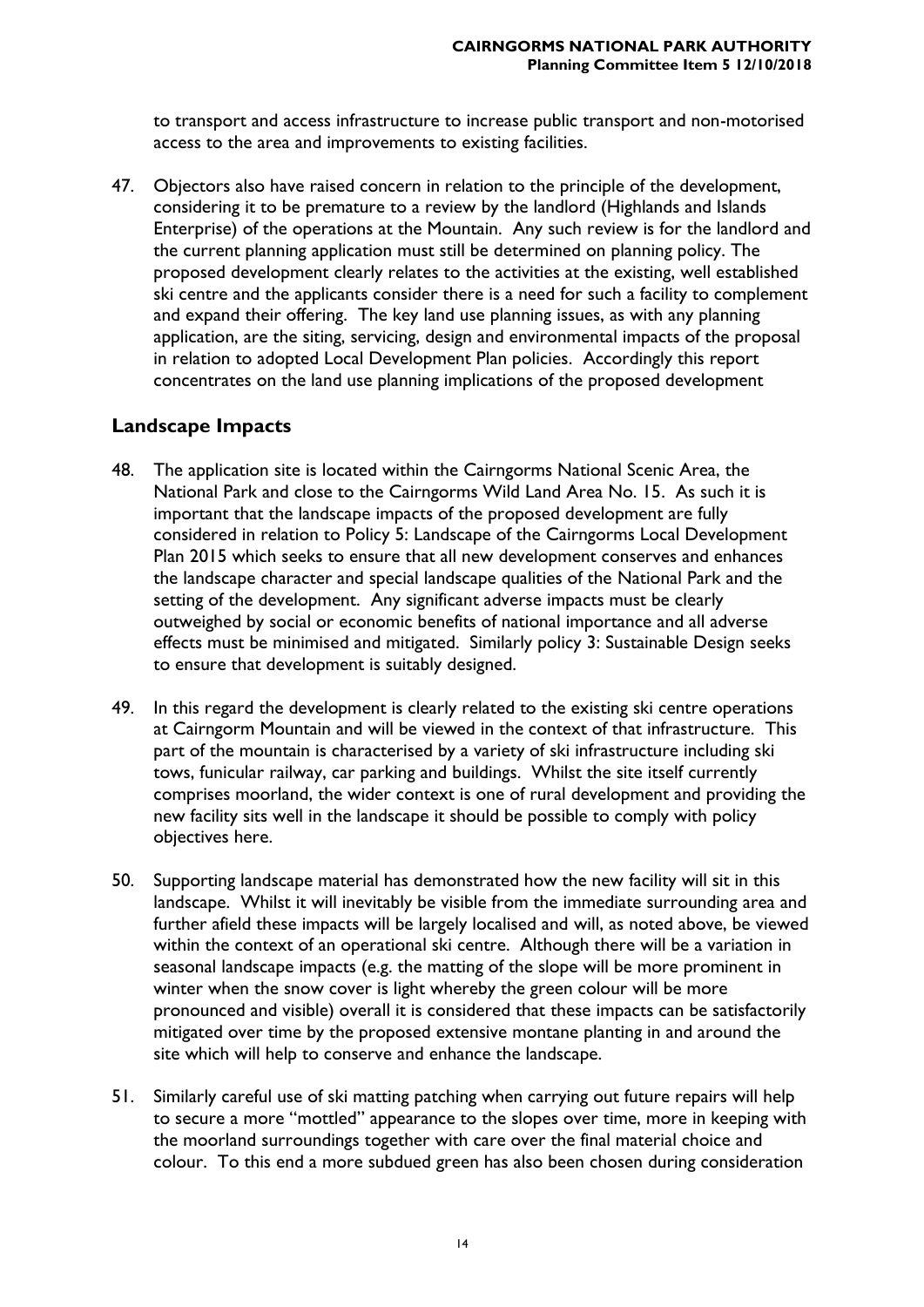to transport and access infrastructure to increase public transport and non-motorised access to the area and improvements to existing facilities.

47. Objectors also have raised concern in relation to the principle of the development, considering it to be premature to a review by the landlord (Highlands and Islands Enterprise) of the operations at the Mountain. Any such review is for the landlord and the current planning application must still be determined on planning policy. The proposed development clearly relates to the activities at the existing, well established ski centre and the applicants consider there is a need for such a facility to complement and expand their offering. The key land use planning issues, as with any planning application, are the siting, servicing, design and environmental impacts of the proposal in relation to adopted Local Development Plan policies. Accordingly this report concentrates on the land use planning implications of the proposed development

## Landscape Impacts

48. The application site is located within the Cairngorms National Scenic Area, the National Park and close to the Cairngorms Wild Land Area No. 15. As such it is important that the landscape impacts of the proposed development are fully considered in relation to Policy 5: Landscape of the Cairngorms Local Development Plan 2015 which seeks to ensure that all new development conserves and enhances the landscape character and special landscape qualities of the National Park and the setting of the development. Any significant adverse impacts must be clearly outweighed by social or economic benefits of national importance and all adverse effects must be minimised and mitigated. Similarly policy 3: Sustainable Design seeks to ensure that development is suitably designed.

49. In this regard the development is clearly related to the existing ski centre operations at Cairngorm Mountain and will be viewed in the context of that infrastructure. This part of the mountain is characterised by a variety of ski infrastructure including ski tows, funicular railway, car parking and buildings. Whilst the site itself currently comprises moorland, the wider context is one of rural development and providing the new facility sits well in the landscape it should be possible to comply with policy objectives here.

50. Supporting landscape material has demonstrated how the new facility will sit in this landscape. Whilst it will inevitably be visible from the immediate surrounding area and further afield these impacts will be largely localised and will, as noted above, be viewed within the context of an operational ski centre. Although there will be a variation in seasonal landscape impacts (e.g. the matting of the slope will be more prominent in winter when the snow cover is light whereby the green colour will be more pronounced and visible) overall it is considered that these impacts can be satisfactorily mitigated over time by the proposed extensive montane planting in and around the site which will help to conserve and enhance the landscape.

51. Similarly careful use of ski matting patching when carrying out future repairs will help to secure a more "mottled" appearance to the slopes over time, more in keeping with the moorland surroundings together with care over the final material choice and colour. To this end a more subdued green has also been chosen during consideration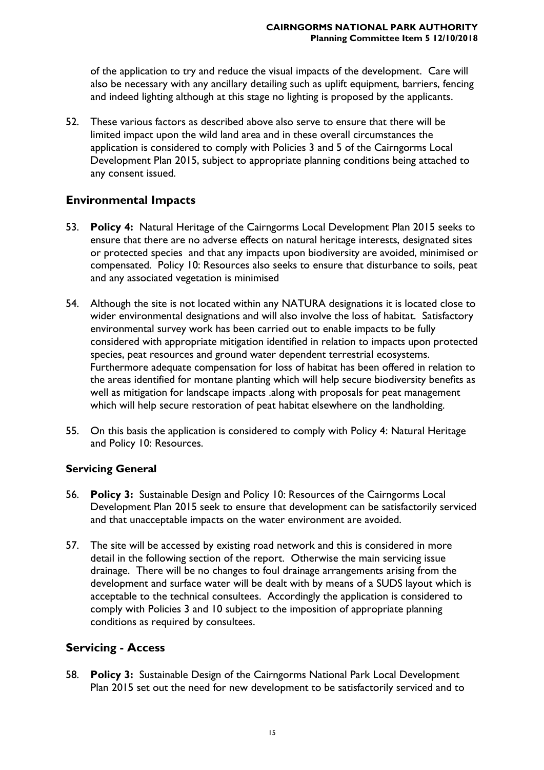of the application to try and reduce the visual impacts of the development. Care will also be necessary with any ancillary detailing such as uplift equipment, barriers, fencing and indeed lighting although at this stage no lighting is proposed by the applicants.

52. These various factors as described above also serve to ensure that there will be limited impact upon the wild land area and in these overall circumstances the application is considered to comply with Policies 3 and 5 of the Cairngorms Local Development Plan 2015, subject to appropriate planning conditions being attached to any consent issued.

## Environmental Impacts

53. **Policy 4:** Natural Heritage of the Cairngorms Local Development Plan 2015 seeks to ensure that there are no adverse effects on natural heritage interests, designated sites or protected species and that any impacts upon biodiversity are avoided, minimised or compensated. Policy 10: Resources also seeks to ensure that disturbance to soils, peat and any associated vegetation is minimised

54. Although the site is not located within any NATURA designations it is located close to wider environmental designations and will also involve the loss of habitat. Satisfactory environmental survey work has been carried out to enable impacts to be fully considered with appropriate mitigation identified in relation to impacts upon protected species, peat resources and ground water dependent terrestrial ecosystems. Furthermore adequate compensation for loss of habitat has been offered in relation to the areas identified for montane planting which will help secure biodiversity benefits as well as mitigation for landscape impacts .along with proposals for peat management which will help secure restoration of peat habitat elsewhere on the landholding.

55. On this basis the application is considered to comply with Policy 4: Natural Heritage and Policy 10: Resources.

### Servicing General

56. **Policy 3:** Sustainable Design and Policy 10: Resources of the Cairngorms Local Development Plan 2015 seek to ensure that development can be satisfactorily serviced and that unacceptable impacts on the water environment are avoided.

57. The site will be accessed by existing road network and this is considered in more detail in the following section of the report. Otherwise the main servicing issue drainage. There will be no changes to foul drainage arrangements arising from the development and surface water will be dealt with by means of a SUDS layout which is acceptable to the technical consultees. Accordingly the application is considered to comply with Policies 3 and 10 subject to the imposition of appropriate planning conditions as required by consultees.

## Servicing - Access

58. **Policy 3:** Sustainable Design of the Cairngorms National Park Local Development Plan 2015 set out the need for new development to be satisfactorily serviced and to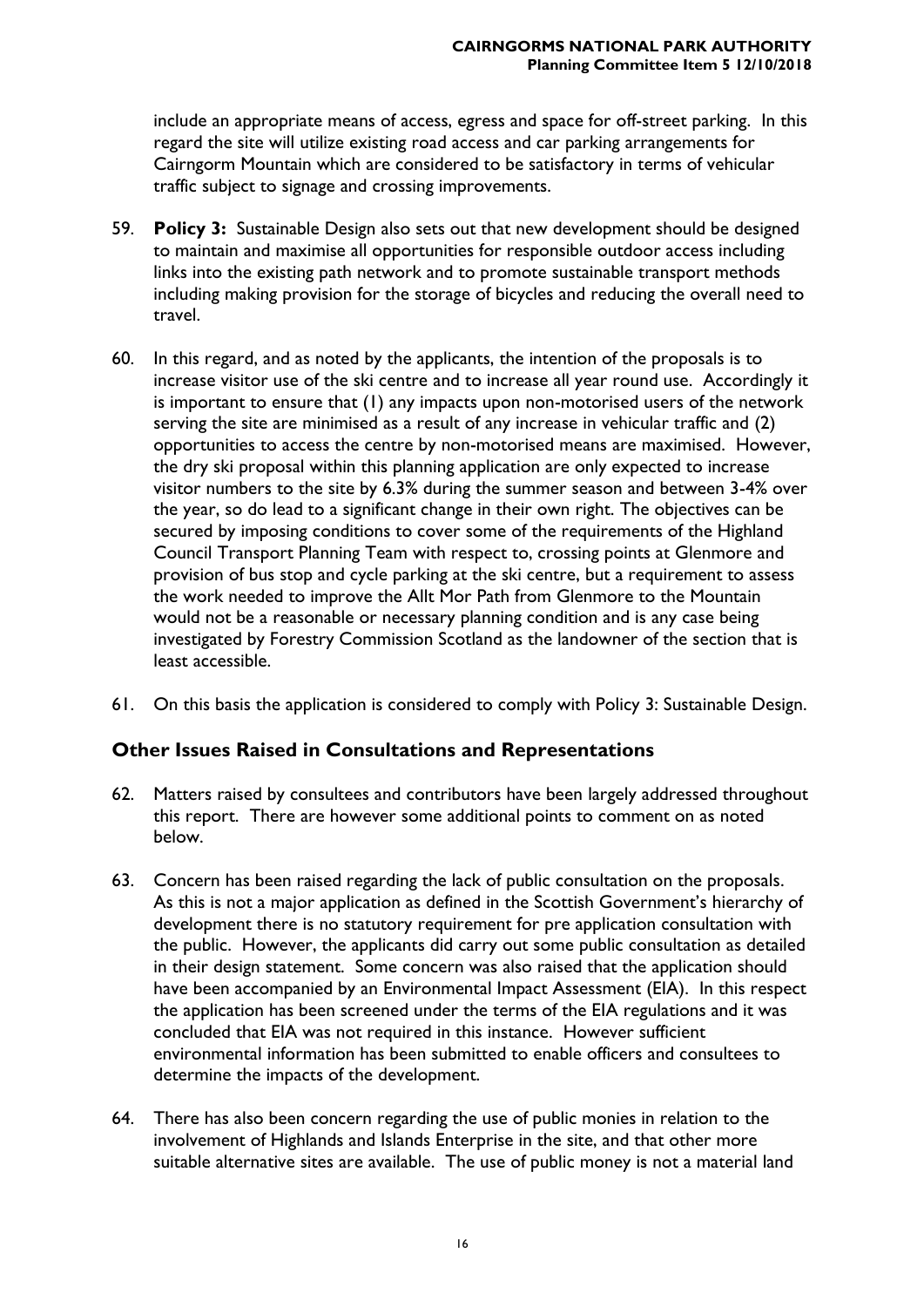include an appropriate means of access, egress and space for off-street parking. In this regard the site will utilize existing road access and car parking arrangements for Cairngorm Mountain which are considered to be satisfactory in terms of vehicular traffic subject to signage and crossing improvements.

59. **Policy 3:** Sustainable Design also sets out that new development should be designed to maintain and maximise all opportunities for responsible outdoor access including links into the existing path network and to promote sustainable transport methods including making provision for the storage of bicycles and reducing the overall need to travel.

60. In this regard, and as noted by the applicants, the intention of the proposals is to increase visitor use of the ski centre and to increase all year round use. Accordingly it is important to ensure that (1) any impacts upon non-motorised users of the network serving the site are minimised as a result of any increase in vehicular traffic and (2) opportunities to access the centre by non-motorised means are maximised. However, the dry ski proposal within this planning application are only expected to increase visitor numbers to the site by 6.3% during the summer season and between 3-4% over the year, so do lead to a significant change in their own right. The objectives can be secured by imposing conditions to cover some of the requirements of the Highland Council Transport Planning Team with respect to, crossing points at Glenmore and provision of bus stop and cycle parking at the ski centre, but a requirement to assess the work needed to improve the Allt Mor Path from Glenmore to the Mountain would not be a reasonable or necessary planning condition and is any case being investigated by Forestry Commission Scotland as the landowner of the section that is least accessible.

61. On this basis the application is considered to comply with Policy 3: Sustainable Design.

## Other Issues Raised in Consultations and Representations

62. Matters raised by consultees and contributors have been largely addressed throughout this report. There are however some additional points to comment on as noted below.

63. Concern has been raised regarding the lack of public consultation on the proposals. As this is not a major application as defined in the Scottish Government's hierarchy of development there is no statutory requirement for pre application consultation with the public. However, the applicants did carry out some public consultation as detailed in their design statement. Some concern was also raised that the application should have been accompanied by an Environmental Impact Assessment (EIA). In this respect the application has been screened under the terms of the EIA regulations and it was concluded that EIA was not required in this instance. However sufficient environmental information has been submitted to enable officers and consultees to determine the impacts of the development.

64. There has also been concern regarding the use of public monies in relation to the involvement of Highlands and Islands Enterprise in the site, and that other more suitable alternative sites are available. The use of public money is not a material land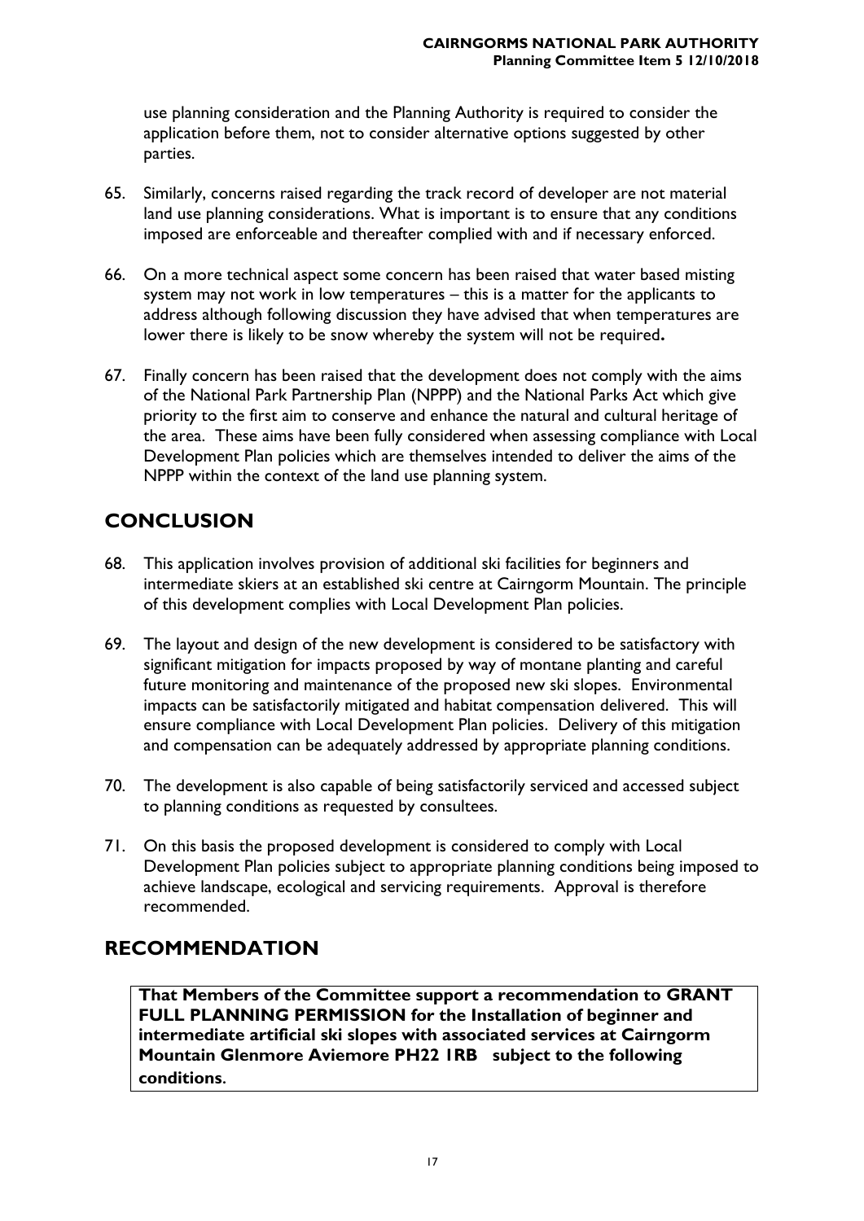use planning consideration and the Planning Authority is required to consider the application before them, not to consider alternative options suggested by other parties.

65. Similarly, concerns raised regarding the track record of developer are not material land use planning considerations. What is important is to ensure that any conditions imposed are enforceable and thereafter complied with and if necessary enforced.

66. On a more technical aspect some concern has been raised that water based misting system may not work in low temperatures – this is a matter for the applicants to address although following discussion they have advised that when temperatures are lower there is likely to be snow whereby the system will not be required**.**

67. Finally concern has been raised that the development does not comply with the aims of the National Park Partnership Plan (NPPP) and the National Parks Act which give priority to the first aim to conserve and enhance the natural and cultural heritage of the area. These aims have been fully considered when assessing compliance with Local Development Plan policies which are themselves intended to deliver the aims of the NPPP within the context of the land use planning system.

## CONCLUSION

68. This application involves provision of additional ski facilities for beginners and intermediate skiers at an established ski centre at Cairngorm Mountain. The principle of this development complies with Local Development Plan policies.

69. The layout and design of the new development is considered to be satisfactory with significant mitigation for impacts proposed by way of montane planting and careful future monitoring and maintenance of the proposed new ski slopes. Environmental impacts can be satisfactorily mitigated and habitat compensation delivered. This will ensure compliance with Local Development Plan policies. Delivery of this mitigation and compensation can be adequately addressed by appropriate planning conditions.

70. The development is also capable of being satisfactorily serviced and accessed subject to planning conditions as requested by consultees.

71. On this basis the proposed development is considered to comply with Local Development Plan policies subject to appropriate planning conditions being imposed to achieve landscape, ecological and servicing requirements. Approval is therefore recommended.

## RECOMMENDATION

**That Members of the Committee support a recommendation to GRANT FULL PLANNING PERMISSION for the Installation of beginner and intermediate artificial ski slopes with associated services at Cairngorm Mountain Glenmore Aviemore PH22 1RB subject to the following conditions.**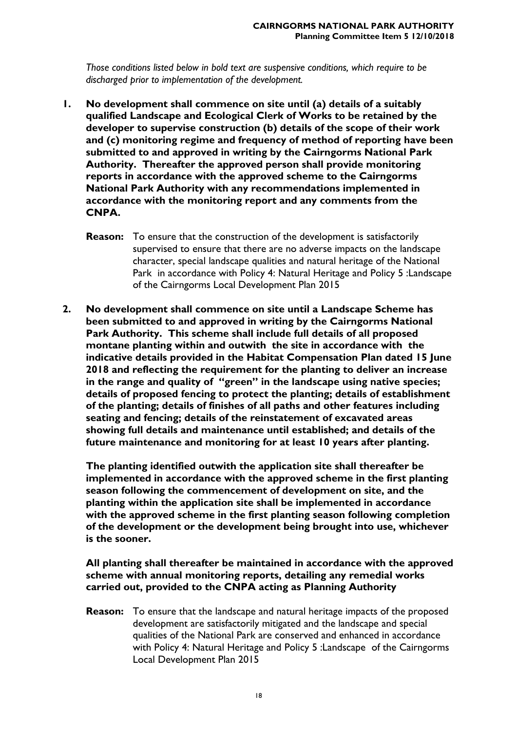*Those conditions listed below in bold text are suspensive conditions, which require to be discharged prior to implementation of the development.*

1. **No development shall commence on site until (a) details of a suitably qualified Landscape and Ecological Clerk of Works to be retained by the developer to supervise construction (b) details of the scope of their work and (c) monitoring regime and frequency of method of reporting have been submitted to and approved in writing by the Cairngorms National Park Authority. Thereafter the approved person shall provide monitoring reports in accordance with the approved scheme to the Cairngorms National Park Authority with any recommendations implemented in accordance with the monitoring report and any comments from the CNPA.**

   **Reason:** To ensure that the construction of the development is satisfactorily supervised to ensure that there are no adverse impacts on the landscape character, special landscape qualities and natural heritage of the National Park in accordance with Policy 4: Natural Heritage and Policy 5 :Landscape of the Cairngorms Local Development Plan 2015

2. **No development shall commence on site until a Landscape Scheme has been submitted to and approved in writing by the Cairngorms National Park Authority. This scheme shall include full details of all proposed montane planting within and outwith the site in accordance with the indicative details provided in the Habitat Compensation Plan dated 15 June 2018 and reflecting the requirement for the planting to deliver an increase in the range and quality of "green" in the landscape using native species; details of proposed fencing to protect the planting; details of establishment of the planting; details of finishes of all paths and other features including seating and fencing; details of the reinstatement of excavated areas showing full details and maintenance until established; and details of the future maintenance and monitoring for at least 10 years after planting.**

   **The planting identified outwith the application site shall thereafter be implemented in accordance with the approved scheme in the first planting season following the commencement of development on site, and the planting within the application site shall be implemented in accordance with the approved scheme in the first planting season following completion of the development or the development being brought into use, whichever is the sooner.**

   **All planting shall thereafter be maintained in accordance with the approved scheme with annual monitoring reports, detailing any remedial works carried out, provided to the CNPA acting as Planning Authority**

   **Reason:** To ensure that the landscape and natural heritage impacts of the proposed development are satisfactorily mitigated and the landscape and special qualities of the National Park are conserved and enhanced in accordance with Policy 4: Natural Heritage and Policy 5 :Landscape of the Cairngorms Local Development Plan 2015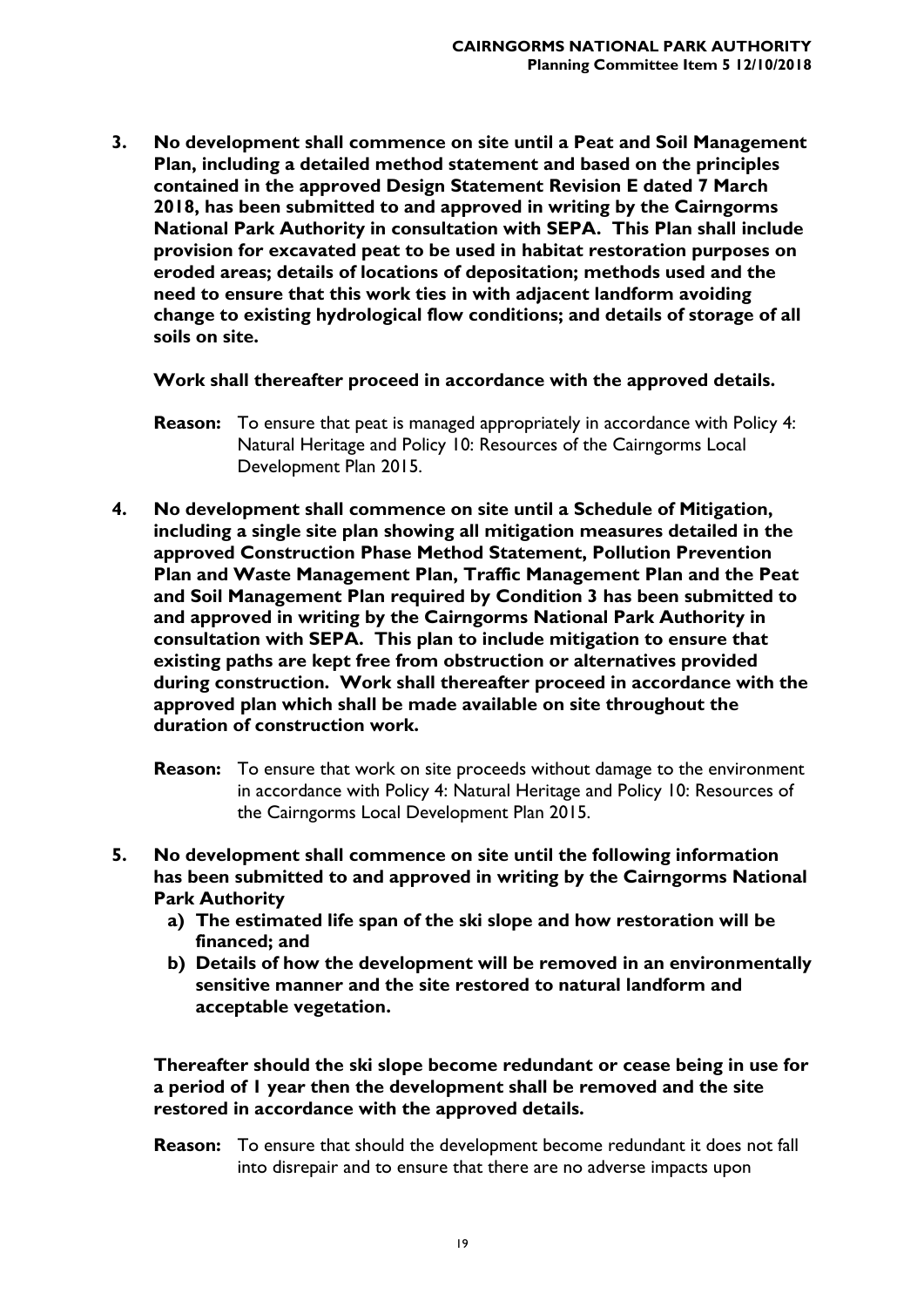**3. No development shall commence on site until a Peat and Soil Management Plan, including a detailed method statement and based on the principles contained in the approved Design Statement Revision E dated 7 March 2018, has been submitted to and approved in writing by the Cairngorms National Park Authority in consultation with SEPA. This Plan shall include provision for excavated peat to be used in habitat restoration purposes on eroded areas; details of locations of depositation; methods used and the need to ensure that this work ties in with adjacent landform avoiding change to existing hydrological flow conditions; and details of storage of all soils on site.**

**Work shall thereafter proceed in accordance with the approved details.**

**Reason:** To ensure that peat is managed appropriately in accordance with Policy 4: Natural Heritage and Policy 10: Resources of the Cairngorms Local Development Plan 2015.

**4. No development shall commence on site until a Schedule of Mitigation, including a single site plan showing all mitigation measures detailed in the approved Construction Phase Method Statement, Pollution Prevention Plan and Waste Management Plan, Traffic Management Plan and the Peat and Soil Management Plan required by Condition 3 has been submitted to and approved in writing by the Cairngorms National Park Authority in consultation with SEPA. This plan to include mitigation to ensure that existing paths are kept free from obstruction or alternatives provided during construction. Work shall thereafter proceed in accordance with the approved plan which shall be made available on site throughout the duration of construction work.**

**Reason:** To ensure that work on site proceeds without damage to the environment in accordance with Policy 4: Natural Heritage and Policy 10: Resources of the Cairngorms Local Development Plan 2015.

**5. No development shall commence on site until the following information has been submitted to and approved in writing by the Cairngorms National Park Authority**

**a) The estimated life span of the ski slope and how restoration will be financed; and**

**b) Details of how the development will be removed in an environmentally sensitive manner and the site restored to natural landform and acceptable vegetation.**

**Thereafter should the ski slope become redundant or cease being in use for a period of 1 year then the development shall be removed and the site restored in accordance with the approved details.**

**Reason:** To ensure that should the development become redundant it does not fall into disrepair and to ensure that there are no adverse impacts upon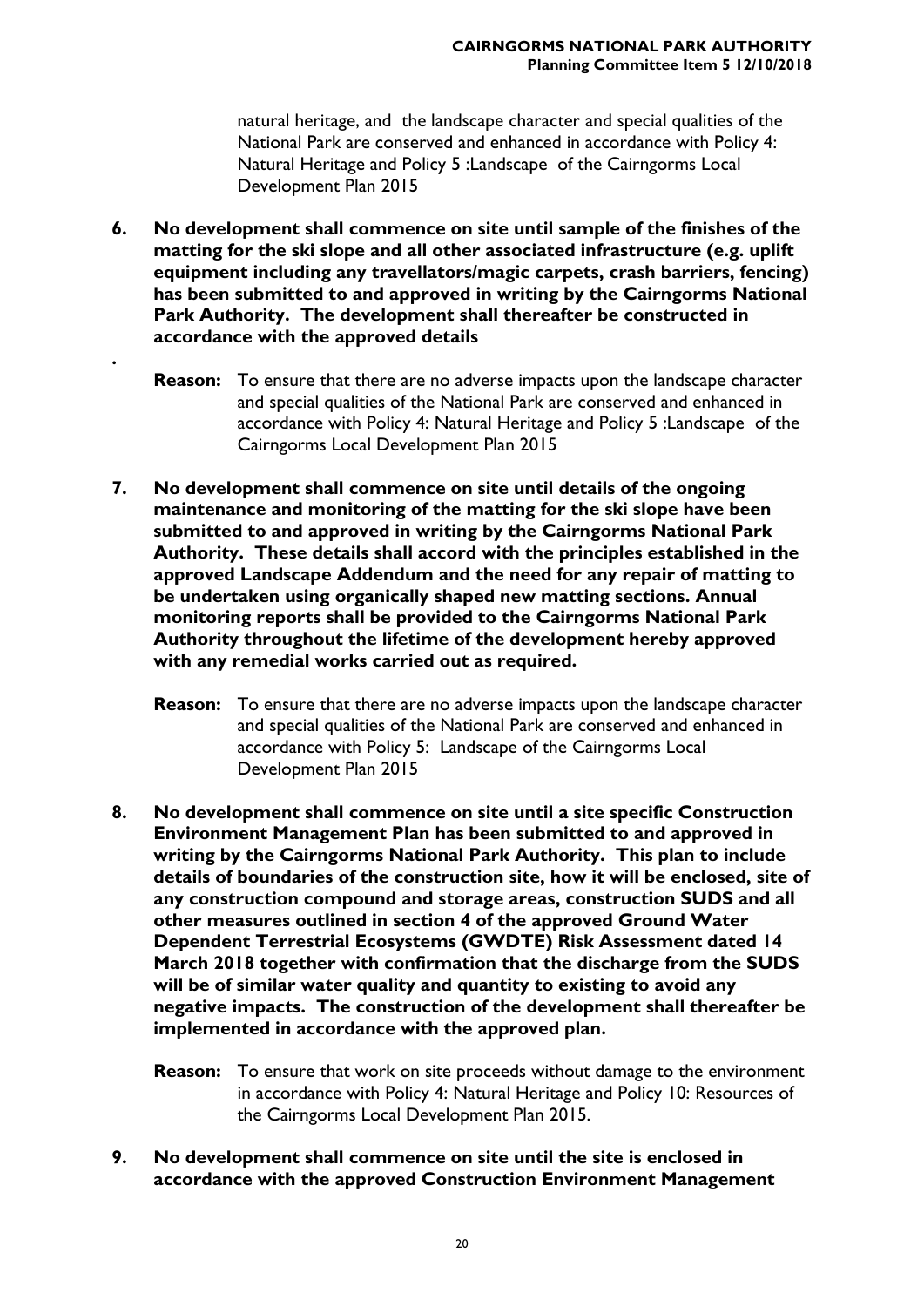natural heritage, and the landscape character and special qualities of the National Park are conserved and enhanced in accordance with Policy 4: Natural Heritage and Policy 5 :Landscape of the Cairngorms Local Development Plan 2015

6. **No development shall commence on site until sample of the finishes of the matting for the ski slope and all other associated infrastructure (e.g. uplift equipment including any travellators/magic carpets, crash barriers, fencing) has been submitted to and approved in writing by the Cairngorms National Park Authority. The development shall thereafter be constructed in accordance with the approved details**

.

   **Reason:** To ensure that there are no adverse impacts upon the landscape character and special qualities of the National Park are conserved and enhanced in accordance with Policy 4: Natural Heritage and Policy 5 :Landscape of the Cairngorms Local Development Plan 2015

7. **No development shall commence on site until details of the ongoing maintenance and monitoring of the matting for the ski slope have been submitted to and approved in writing by the Cairngorms National Park Authority. These details shall accord with the principles established in the approved Landscape Addendum and the need for any repair of matting to be undertaken using organically shaped new matting sections. Annual monitoring reports shall be provided to the Cairngorms National Park Authority throughout the lifetime of the development hereby approved with any remedial works carried out as required.**

   **Reason:** To ensure that there are no adverse impacts upon the landscape character and special qualities of the National Park are conserved and enhanced in accordance with Policy 5: Landscape of the Cairngorms Local Development Plan 2015

8. **No development shall commence on site until a site specific Construction Environment Management Plan has been submitted to and approved in writing by the Cairngorms National Park Authority. This plan to include details of boundaries of the construction site, how it will be enclosed, site of any construction compound and storage areas, construction SUDS and all other measures outlined in section 4 of the approved Ground Water Dependent Terrestrial Ecosystems (GWDTE) Risk Assessment dated 14 March 2018 together with confirmation that the discharge from the SUDS will be of similar water quality and quantity to existing to avoid any negative impacts. The construction of the development shall thereafter be implemented in accordance with the approved plan.**

   **Reason:** To ensure that work on site proceeds without damage to the environment in accordance with Policy 4: Natural Heritage and Policy 10: Resources of the Cairngorms Local Development Plan 2015.

9. **No development shall commence on site until the site is enclosed in accordance with the approved Construction Environment Management**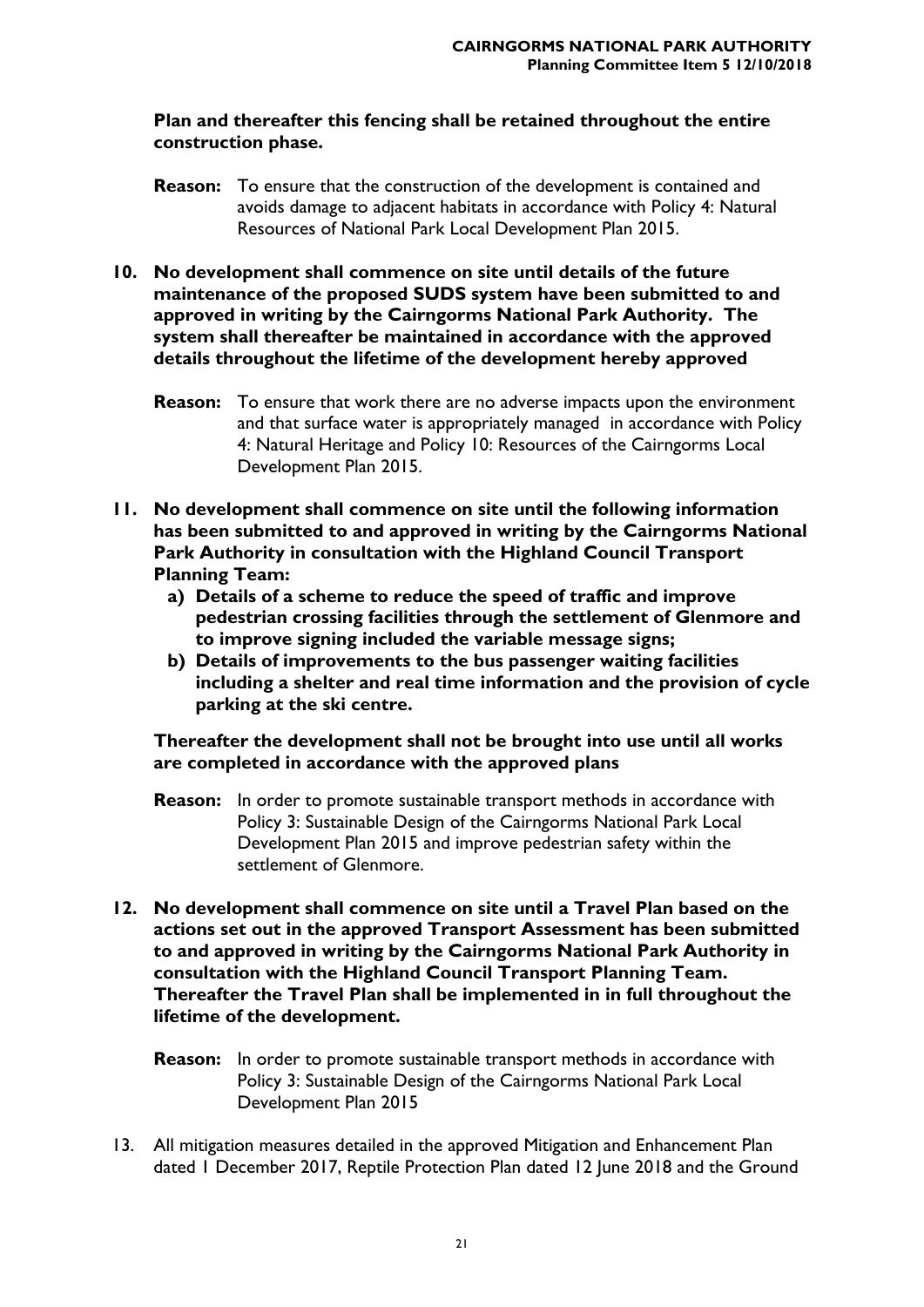**Plan and thereafter this fencing shall be retained throughout the entire construction phase.**

**Reason:** To ensure that the construction of the development is contained and avoids damage to adjacent habitats in accordance with Policy 4: Natural Resources of National Park Local Development Plan 2015.

**10. No development shall commence on site until details of the future maintenance of the proposed SUDS system have been submitted to and approved in writing by the Cairngorms National Park Authority. The system shall thereafter be maintained in accordance with the approved details throughout the lifetime of the development hereby approved**

**Reason:** To ensure that work there are no adverse impacts upon the environment and that surface water is appropriately managed in accordance with Policy 4: Natural Heritage and Policy 10: Resources of the Cairngorms Local Development Plan 2015.

**11. No development shall commence on site until the following information has been submitted to and approved in writing by the Cairngorms National Park Authority in consultation with the Highland Council Transport Planning Team:**

**a) Details of a scheme to reduce the speed of traffic and improve pedestrian crossing facilities through the settlement of Glenmore and to improve signing included the variable message signs;**

**b) Details of improvements to the bus passenger waiting facilities including a shelter and real time information and the provision of cycle parking at the ski centre.**

**Thereafter the development shall not be brought into use until all works are completed in accordance with the approved plans**

**Reason:** In order to promote sustainable transport methods in accordance with Policy 3: Sustainable Design of the Cairngorms National Park Local Development Plan 2015 and improve pedestrian safety within the settlement of Glenmore.

**12. No development shall commence on site until a Travel Plan based on the actions set out in the approved Transport Assessment has been submitted to and approved in writing by the Cairngorms National Park Authority in consultation with the Highland Council Transport Planning Team. Thereafter the Travel Plan shall be implemented in in full throughout the lifetime of the development.**

**Reason:** In order to promote sustainable transport methods in accordance with Policy 3: Sustainable Design of the Cairngorms National Park Local Development Plan 2015

13. All mitigation measures detailed in the approved Mitigation and Enhancement Plan dated 1 December 2017, Reptile Protection Plan dated 12 June 2018 and the Ground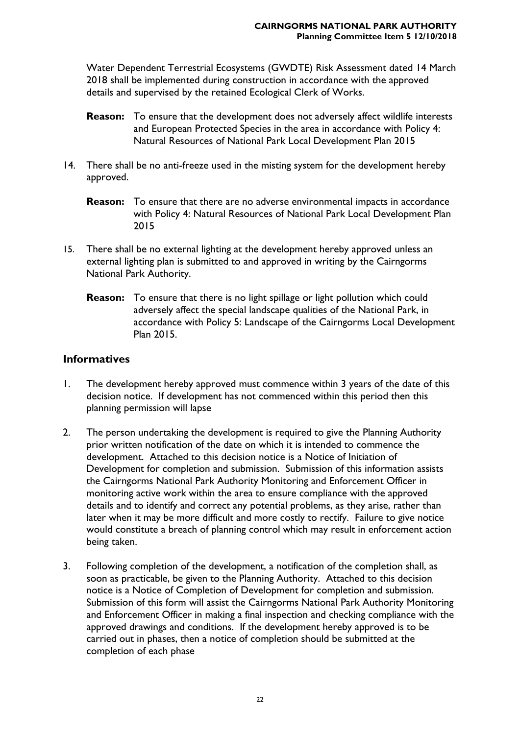Water Dependent Terrestrial Ecosystems (GWDTE) Risk Assessment dated 14 March 2018 shall be implemented during construction in accordance with the approved details and supervised by the retained Ecological Clerk of Works.

**Reason:** To ensure that the development does not adversely affect wildlife interests and European Protected Species in the area in accordance with Policy 4: Natural Resources of National Park Local Development Plan 2015

14. There shall be no anti-freeze used in the misting system for the development hereby approved.

    **Reason:** To ensure that there are no adverse environmental impacts in accordance with Policy 4: Natural Resources of National Park Local Development Plan 2015

15. There shall be no external lighting at the development hereby approved unless an external lighting plan is submitted to and approved in writing by the Cairngorms National Park Authority.

    **Reason:** To ensure that there is no light spillage or light pollution which could adversely affect the special landscape qualities of the National Park, in accordance with Policy 5: Landscape of the Cairngorms Local Development Plan 2015.

## Informatives

1. The development hereby approved must commence within 3 years of the date of this decision notice. If development has not commenced within this period then this planning permission will lapse

2. The person undertaking the development is required to give the Planning Authority prior written notification of the date on which it is intended to commence the development. Attached to this decision notice is a Notice of Initiation of Development for completion and submission. Submission of this information assists the Cairngorms National Park Authority Monitoring and Enforcement Officer in monitoring active work within the area to ensure compliance with the approved details and to identify and correct any potential problems, as they arise, rather than later when it may be more difficult and more costly to rectify. Failure to give notice would constitute a breach of planning control which may result in enforcement action being taken.

3. Following completion of the development, a notification of the completion shall, as soon as practicable, be given to the Planning Authority. Attached to this decision notice is a Notice of Completion of Development for completion and submission. Submission of this form will assist the Cairngorms National Park Authority Monitoring and Enforcement Officer in making a final inspection and checking compliance with the approved drawings and conditions. If the development hereby approved is to be carried out in phases, then a notice of completion should be submitted at the completion of each phase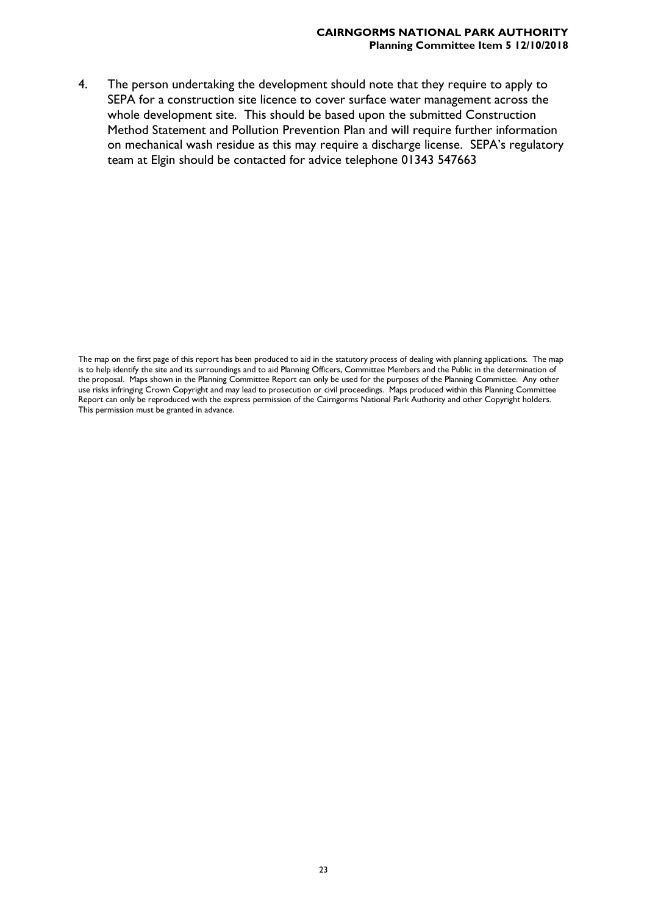4. The person undertaking the development should note that they require to apply to SEPA for a construction site licence to cover surface water management across the whole development site. This should be based upon the submitted Construction Method Statement and Pollution Prevention Plan and will require further information on mechanical wash residue as this may require a discharge license. SEPA's regulatory team at Elgin should be contacted for advice telephone 01343 547663

The map on the first page of this report has been produced to aid in the statutory process of dealing with planning applications. The map is to help identify the site and its surroundings and to aid Planning Officers, Committee Members and the Public in the determination of the proposal. Maps shown in the Planning Committee Report can only be used for the purposes of the Planning Committee. Any other use risks infringing Crown Copyright and may lead to prosecution or civil proceedings. Maps produced within this Planning Committee Report can only be reproduced with the express permission of the Cairngorms National Park Authority and other Copyright holders. This permission must be granted in advance.